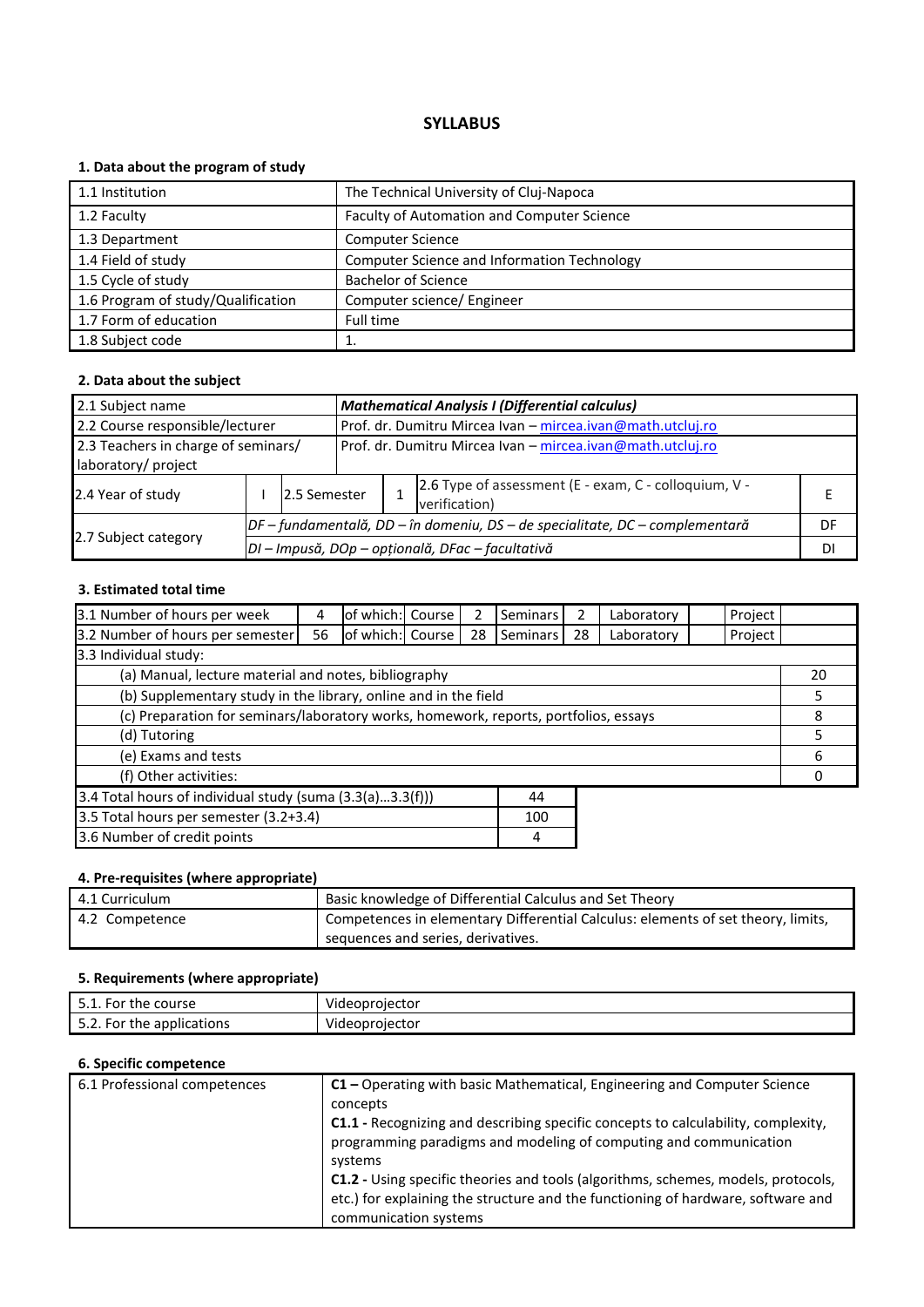# SYLLABUS

## 1. Data about the program of study

| | |
|---|---|
| 1.1 Institution | The Technical University of Cluj-Napoca |
| 1.2 Faculty | Faculty of Automation and Computer Science |
| 1.3 Department | Computer Science |
| 1.4 Field of study | Computer Science and Information Technology |
| 1.5 Cycle of study | Bachelor of Science |
| 1.6 Program of study/Qualification | Computer science/ Engineer |
| 1.7 Form of education | Full time |
| 1.8 Subject code | 1. |

## 2. Data about the subject

| | | | | | |
|---|---|---|---|---|---|
| 2.1 Subject name | ***Mathematical Analysis I (Differential calculus)*** | | | | |
| 2.2 Course responsible/lecturer | Prof. dr. Dumitru Mircea Ivan – mircea.ivan@math.utcluj.ro | | | | |
| 2.3 Teachers in charge of seminars/ laboratory/ project | Prof. dr. Dumitru Mircea Ivan – mircea.ivan@math.utcluj.ro | | | | |
| 2.4 Year of study | I | 2.5 Semester | 1 | 2.6 Type of assessment (E - exam, C - colloquium, V - verification) | E |
| 2.7 Subject category | *DF – fundamentală, DD – în domeniu, DS – de specialitate, DC – complementară* | | | | DF |
| | *DI – Impusă, DOp – opțională, DFac – facultativă* | | | | DI |

## 3. Estimated total time

| | | | | | | | | | |
|---|---|---|---|---|---|---|---|---|---|
| 3.1 Number of hours per week | 4 | of which: Course | 2 | Seminars | 2 | Laboratory | | Project | |
| 3.2 Number of hours per semester | 56 | of which: Course | 28 | Seminars | 28 | Laboratory | | Project | |

| 3.3 Individual study: | |
|---|---|
| (a) Manual, lecture material and notes, bibliography | 20 |
| (b) Supplementary study in the library, online and in the field | 5 |
| (c) Preparation for seminars/laboratory works, homework, reports, portfolios, essays | 8 |
| (d) Tutoring | 5 |
| (e) Exams and tests | 6 |
| (f) Other activities: | 0 |

| | |
|---|---|
| 3.4 Total hours of individual study (suma (3.3(a)…3.3(f))) | 44 |
| 3.5 Total hours per semester (3.2+3.4) | 100 |
| 3.6 Number of credit points | 4 |

## 4. Pre-requisites (where appropriate)

| | |
|---|---|
| 4.1 Curriculum | Basic knowledge of Differential Calculus and Set Theory |
| 4.2 Competence | Competences in elementary Differential Calculus: elements of set theory, limits, sequences and series, derivatives. |

## 5. Requirements (where appropriate)

| | |
|---|---|
| 5.1. For the course | Videoprojector |
| 5.2. For the applications | Videoprojector |

## 6. Specific competence

| | |
|---|---|
| 6.1 Professional competences | **C1 –** Operating with basic Mathematical, Engineering and Computer Science concepts<br>**C1.1 -** Recognizing and describing specific concepts to calculability, complexity, programming paradigms and modeling of computing and communication systems<br>**C1.2 -** Using specific theories and tools (algorithms, schemes, models, protocols, etc.) for explaining the structure and the functioning of hardware, software and communication systems |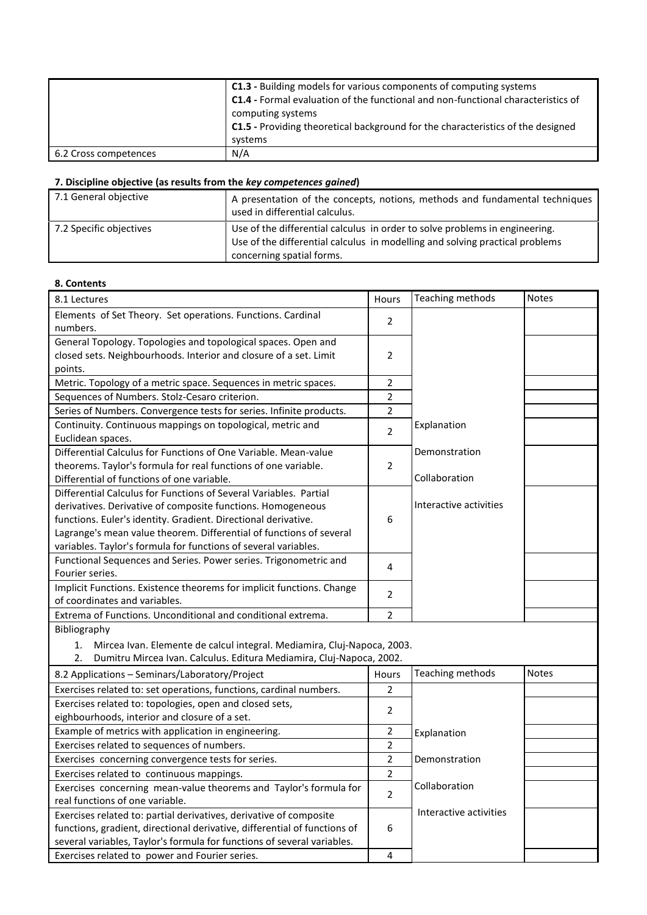| | |
|---|---|
| | **C1.3 -** Building models for various components of computing systems<br>**C1.4 -** Formal evaluation of the functional and non-functional characteristics of computing systems<br>**C1.5 -** Providing theoretical background for the characteristics of the designed systems |
| 6.2 Cross competences | N/A |

### 7. Discipline objective (as results from the *key competences gained*)

| | |
|---|---|
| 7.1 General objective | A presentation of the concepts, notions, methods and fundamental techniques used in differential calculus. |
| 7.2 Specific objectives | Use of the differential calculus in order to solve problems in engineering.<br>Use of the differential calculus in modelling and solving practical problems concerning spatial forms. |

### 8. Contents

| 8.1 Lectures | Hours | Teaching methods | Notes |
|---|---|---|---|
| Elements of Set Theory. Set operations. Functions. Cardinal numbers. | 2 | Explanation<br><br>Demonstration<br><br>Collaboration<br><br>Interactive activities | |
| General Topology. Topologies and topological spaces. Open and closed sets. Neighbourhoods. Interior and closure of a set. Limit points. | 2 | | |
| Metric. Topology of a metric space. Sequences in metric spaces. | 2 | | |
| Sequences of Numbers. Stolz-Cesaro criterion. | 2 | | |
| Series of Numbers. Convergence tests for series. Infinite products. | 2 | | |
| Continuity. Continuous mappings on topological, metric and Euclidean spaces. | 2 | | |
| Differential Calculus for Functions of One Variable. Mean-value theorems. Taylor's formula for real functions of one variable. Differential of functions of one variable. | 2 | | |
| Differential Calculus for Functions of Several Variables. Partial derivatives. Derivative of composite functions. Homogeneous functions. Euler's identity. Gradient. Directional derivative. Lagrange's mean value theorem. Differential of functions of several variables. Taylor's formula for functions of several variables. | 6 | | |
| Functional Sequences and Series. Power series. Trigonometric and Fourier series. | 4 | | |
| Implicit Functions. Existence theorems for implicit functions. Change of coordinates and variables. | 2 | | |
| Extrema of Functions. Unconditional and conditional extrema. | 2 | | |

Bibliography

1. Mircea Ivan. Elemente de calcul integral. Mediamira, Cluj-Napoca, 2003.
2. Dumitru Mircea Ivan. Calculus. Editura Mediamira, Cluj-Napoca, 2002.

| 8.2 Applications – Seminars/Laboratory/Project | Hours | Teaching methods | Notes |
|---|---|---|---|
| Exercises related to: set operations, functions, cardinal numbers. | 2 | Explanation<br><br>Demonstration<br><br>Collaboration<br><br>Interactive activities | |
| Exercises related to: topologies, open and closed sets, eighbourhoods, interior and closure of a set. | 2 | | |
| Example of metrics with application in engineering. | 2 | | |
| Exercises related to sequences of numbers. | 2 | | |
| Exercises concerning convergence tests for series. | 2 | | |
| Exercises related to continuous mappings. | 2 | | |
| Exercises concerning mean-value theorems and Taylor's formula for real functions of one variable. | 2 | | |
| Exercises related to: partial derivatives, derivative of composite functions, gradient, directional derivative, differential of functions of several variables, Taylor's formula for functions of several variables. | 6 | | |
| Exercises related to power and Fourier series. | 4 | | |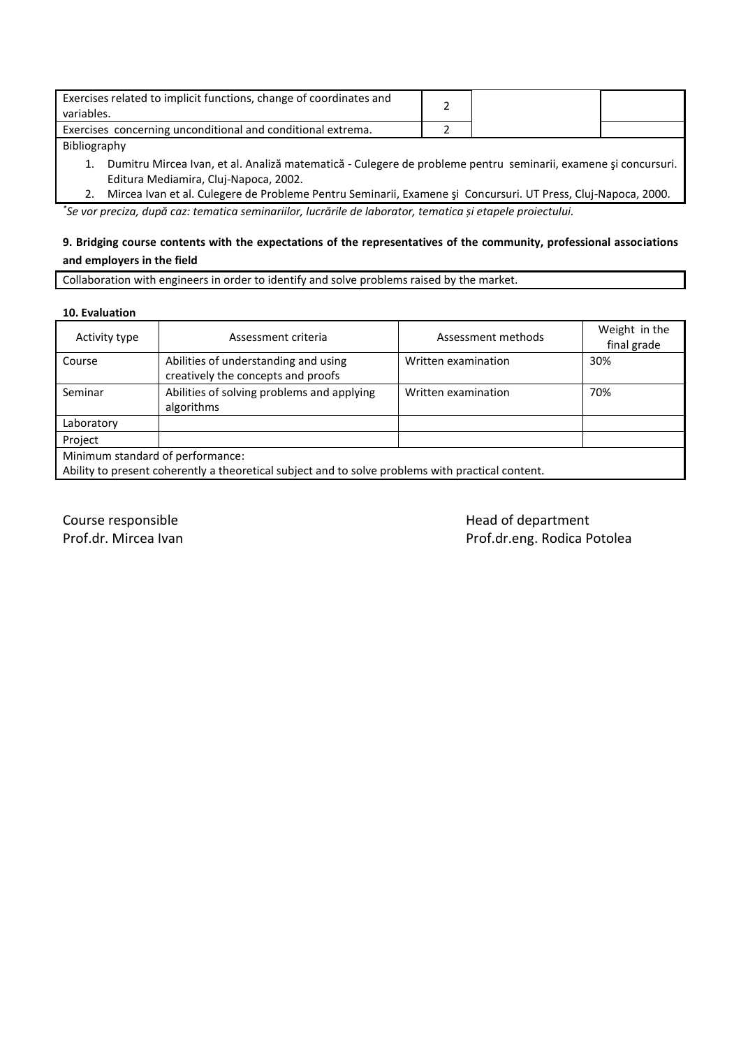| | | | |
|---|---|---|---|
| Exercises related to implicit functions, change of coordinates and variables. | 2 | | |
| Exercises concerning unconditional and conditional extrema. | 2 | | |

Bibliography

1. Dumitru Mircea Ivan, et al. Analiză matematică - Culegere de probleme pentru seminarii, examene şi concursuri. Editura Mediamira, Cluj-Napoca, 2002.
2. Mircea Ivan et al. Culegere de Probleme Pentru Seminarii, Examene şi Concursuri. UT Press, Cluj-Napoca, 2000.

*[*] Se vor preciza, după caz: tematica seminariilor, lucrările de laborator, tematica și etapele proiectului.*

**9. Bridging course contents with the expectations of the representatives of the community, professional associations and employers in the field**

Collaboration with engineers in order to identify and solve problems raised by the market.

**10. Evaluation**

| Activity type | Assessment criteria | Assessment methods | Weight in the final grade |
|---|---|---|---|
| Course | Abilities of understanding and using creatively the concepts and proofs | Written examination | 30% |
| Seminar | Abilities of solving problems and applying algorithms | Written examination | 70% |
| Laboratory | | | |
| Project | | | |

Minimum standard of performance:
Ability to present coherently a theoretical subject and to solve problems with practical content.

Course responsible
Prof.dr. Mircea Ivan

Head of department
Prof.dr.eng. Rodica Potolea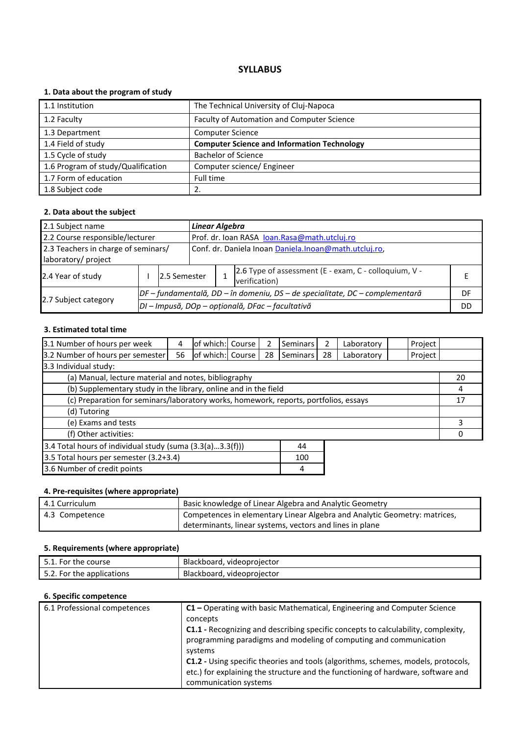## SYLLABUS

### 1. Data about the program of study

| | |
|---|---|
| 1.1 Institution | The Technical University of Cluj-Napoca |
| 1.2 Faculty | Faculty of Automation and Computer Science |
| 1.3 Department | Computer Science |
| 1.4 Field of study | **Computer Science and Information Technology** |
| 1.5 Cycle of study | Bachelor of Science |
| 1.6 Program of study/Qualification | Computer science/ Engineer |
| 1.7 Form of education | Full time |
| 1.8 Subject code | 2. |

### 2. Data about the subject

| | | | | | |
|---|---|---|---|---|---|
| 2.1 Subject name | ***Linear Algebra*** | | | | |
| 2.2 Course responsible/lecturer | Prof. dr. Ioan RASA Ioan.Rasa@math.utcluj.ro | | | | |
| 2.3 Teachers in charge of seminars/ laboratory/ project | Conf. dr. Daniela Inoan Daniela.Inoan@math.utcluj.ro, | | | | |
| 2.4 Year of study | I | 2.5 Semester | 1 | 2.6 Type of assessment (E - exam, C - colloquium, V - verification) | E |
| 2.7 Subject category | *DF – fundamentală, DD – în domeniu, DS – de specialitate, DC – complementară* | | | | DF |
| | *DI – Impusă, DOp – opțională, DFac – facultativă* | | | | DD |

### 3. Estimated total time

| | | | | | | | | | | |
|---|---|---|---|---|---|---|---|---|---|---|
| 3.1 Number of hours per week | 4 | of which: | Course | 2 | Seminars | 2 | Laboratory | | Project | |
| 3.2 Number of hours per semester | 56 | of which: | Course | 28 | Seminars | 28 | Laboratory | | Project | |

| 3.3 Individual study: | |
|---|---|
| (a) Manual, lecture material and notes, bibliography | 20 |
| (b) Supplementary study in the library, online and in the field | 4 |
| (c) Preparation for seminars/laboratory works, homework, reports, portfolios, essays | 17 |
| (d) Tutoring | |
| (e) Exams and tests | 3 |
| (f) Other activities: | 0 |

| | |
|---|---|
| 3.4 Total hours of individual study (suma (3.3(a)…3.3(f))) | 44 |
| 3.5 Total hours per semester (3.2+3.4) | 100 |
| 3.6 Number of credit points | 4 |

### 4. Pre-requisites (where appropriate)

| | |
|---|---|
| 4.1 Curriculum | Basic knowledge of Linear Algebra and Analytic Geometry |
| 4.3 Competence | Competences in elementary Linear Algebra and Analytic Geometry: matrices, determinants, linear systems, vectors and lines in plane |

### 5. Requirements (where appropriate)

| | |
|---|---|
| 5.1. For the course | Blackboard, videoprojector |
| 5.2. For the applications | Blackboard, videoprojector |

### 6. Specific competence

| | |
|---|---|
| 6.1 Professional competences | **C1 –** Operating with basic Mathematical, Engineering and Computer Science concepts<br>**C1.1 -** Recognizing and describing specific concepts to calculability, complexity, programming paradigms and modeling of computing and communication systems<br>**C1.2 -** Using specific theories and tools (algorithms, schemes, models, protocols, etc.) for explaining the structure and the functioning of hardware, software and communication systems |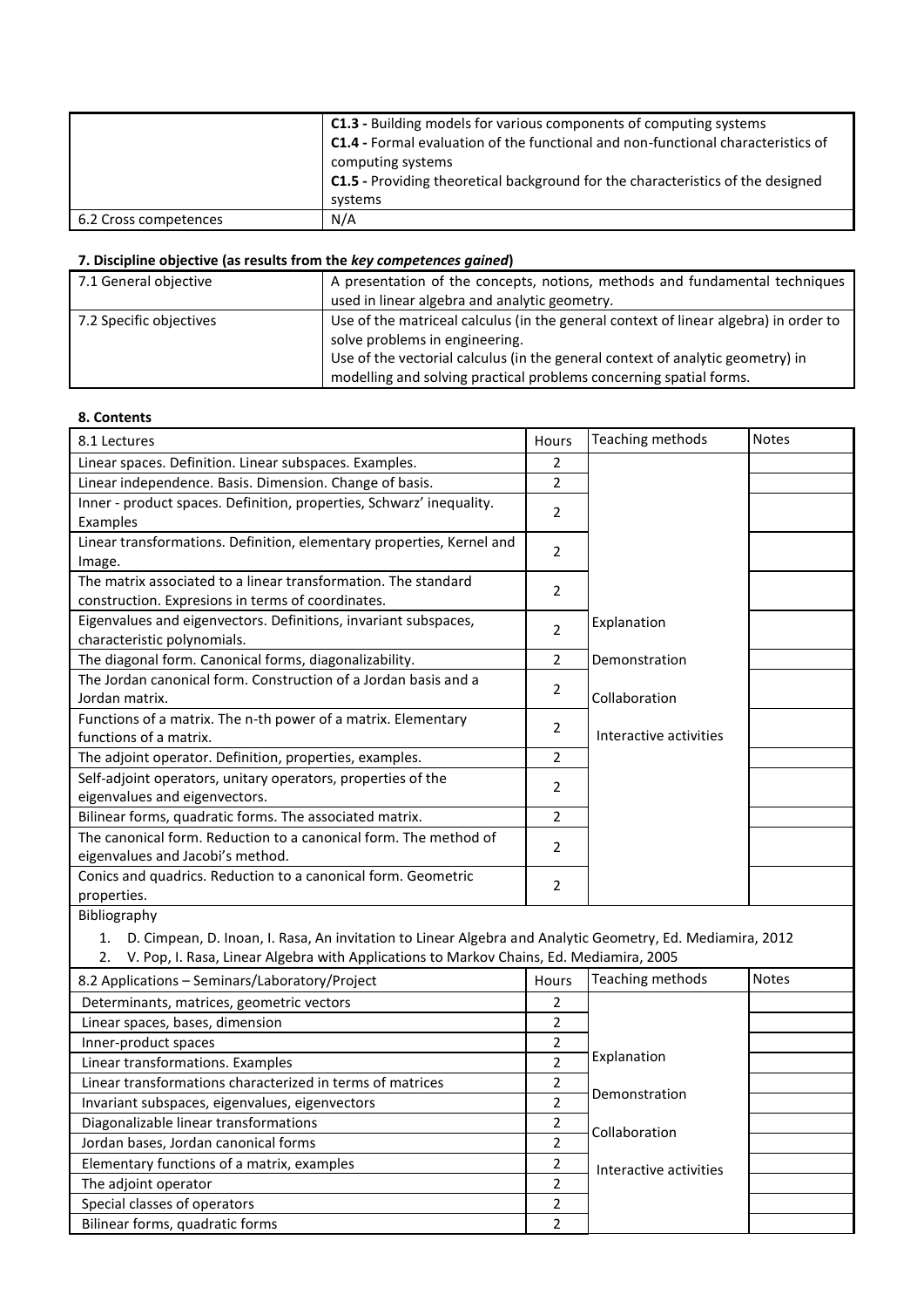| | |
|---|---|
| | **C1.3 -** Building models for various components of computing systems<br>**C1.4 -** Formal evaluation of the functional and non-functional characteristics of computing systems<br>**C1.5 -** Providing theoretical background for the characteristics of the designed systems |
| 6.2 Cross competences | N/A |

### 7. Discipline objective (as results from the *key competences gained*)

| | |
|---|---|
| 7.1 General objective | A presentation of the concepts, notions, methods and fundamental techniques used in linear algebra and analytic geometry. |
| 7.2 Specific objectives | Use of the matriceal calculus (in the general context of linear algebra) in order to solve problems in engineering.<br>Use of the vectorial calculus (in the general context of analytic geometry) in modelling and solving practical problems concerning spatial forms. |

### 8. Contents

| 8.1 Lectures | Hours | Teaching methods | Notes |
|---|---|---|---|
| Linear spaces. Definition. Linear subspaces. Examples. | 2 | Explanation<br>Demonstration<br>Collaboration<br>Interactive activities | |
| Linear independence. Basis. Dimension. Change of basis. | 2 | | |
| Inner - product spaces. Definition, properties, Schwarz' inequality. Examples | 2 | | |
| Linear transformations. Definition, elementary properties, Kernel and Image. | 2 | | |
| The matrix associated to a linear transformation. The standard construction. Expresions in terms of coordinates. | 2 | | |
| Eigenvalues and eigenvectors. Definitions, invariant subspaces, characteristic polynomials. | 2 | | |
| The diagonal form. Canonical forms, diagonalizability. | 2 | | |
| The Jordan canonical form. Construction of a Jordan basis and a Jordan matrix. | 2 | | |
| Functions of a matrix. The n-th power of a matrix. Elementary functions of a matrix. | 2 | | |
| The adjoint operator. Definition, properties, examples. | 2 | | |
| Self-adjoint operators, unitary operators, properties of the eigenvalues and eigenvectors. | 2 | | |
| Bilinear forms, quadratic forms. The associated matrix. | 2 | | |
| The canonical form. Reduction to a canonical form. The method of eigenvalues and Jacobi's method. | 2 | | |
| Conics and quadrics. Reduction to a canonical form. Geometric properties. | 2 | | |

Bibliography

1. D. Cimpean, D. Inoan, I. Rasa, An invitation to Linear Algebra and Analytic Geometry, Ed. Mediamira, 2012
2. V. Pop, I. Rasa, Linear Algebra with Applications to Markov Chains, Ed. Mediamira, 2005

| 8.2 Applications – Seminars/Laboratory/Project | Hours | Teaching methods | Notes |
|---|---|---|---|
| Determinants, matrices, geometric vectors | 2 | Explanation<br>Demonstration<br>Collaboration<br>Interactive activities | |
| Linear spaces, bases, dimension | 2 | | |
| Inner-product spaces | 2 | | |
| Linear transformations. Examples | 2 | | |
| Linear transformations characterized in terms of matrices | 2 | | |
| Invariant subspaces, eigenvalues, eigenvectors | 2 | | |
| Diagonalizable linear transformations | 2 | | |
| Jordan bases, Jordan canonical forms | 2 | | |
| Elementary functions of a matrix, examples | 2 | | |
| The adjoint operator | 2 | | |
| Special classes of operators | 2 | | |
| Bilinear forms, quadratic forms | 2 | | |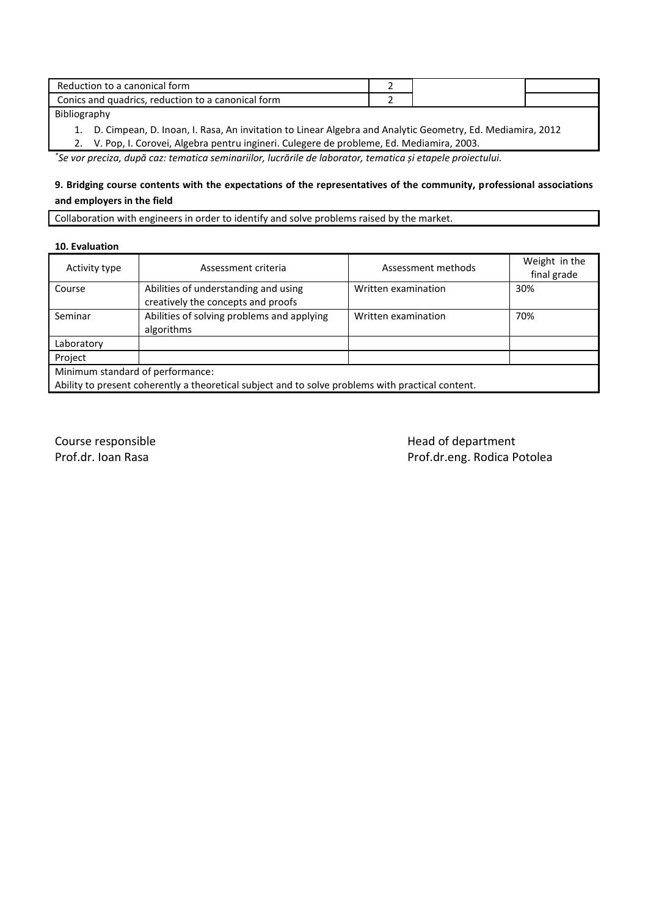| Reduction to a canonical form | 2 | | |
|---|---|---|---|
| Conics and quadrics, reduction to a canonical form | 2 | | |

Bibliography

1. D. Cimpean, D. Inoan, I. Rasa, An invitation to Linear Algebra and Analytic Geometry, Ed. Mediamira, 2012
2. V. Pop, I. Corovei, Algebra pentru ingineri. Culegere de probleme, Ed. Mediamira, 2003.

*Se vor preciza, după caz: tematica seminariilor, lucrările de laborator, tematica și etapele proiectului.*

**9. Bridging course contents with the expectations of the representatives of the community, professional associations and employers in the field**

Collaboration with engineers in order to identify and solve problems raised by the market.

**10. Evaluation**

| Activity type | Assessment criteria | Assessment methods | Weight in the final grade |
|---|---|---|---|
| Course | Abilities of understanding and using creatively the concepts and proofs | Written examination | 30% |
| Seminar | Abilities of solving problems and applying algorithms | Written examination | 70% |
| Laboratory | | | |
| Project | | | |
| Minimum standard of performance: Ability to present coherently a theoretical subject and to solve problems with practical content. | | | |

Course responsible
Prof.dr. Ioan Rasa

Head of department
Prof.dr.eng. Rodica Potolea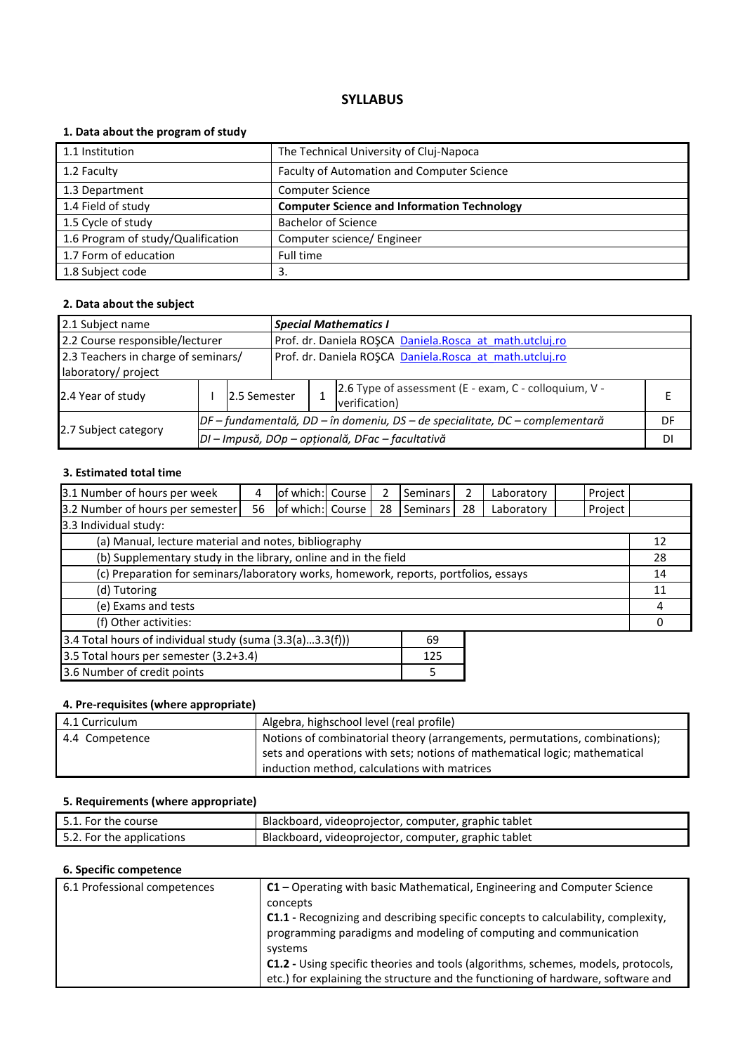## SYLLABUS

### 1. Data about the program of study

| | |
|---|---|
| 1.1 Institution | The Technical University of Cluj-Napoca |
| 1.2 Faculty | Faculty of Automation and Computer Science |
| 1.3 Department | Computer Science |
| 1.4 Field of study | **Computer Science and Information Technology** |
| 1.5 Cycle of study | Bachelor of Science |
| 1.6 Program of study/Qualification | Computer science/ Engineer |
| 1.7 Form of education | Full time |
| 1.8 Subject code | 3. |

### 2. Data about the subject

| | | | | | |
|---|---|---|---|---|---|
| 2.1 Subject name | ***Special Mathematics I*** | | | | |
| 2.2 Course responsible/lecturer | Prof. dr. Daniela ROŞCA Daniela.Rosca_at_math.utcluj.ro | | | | |
| 2.3 Teachers in charge of seminars/ laboratory/ project | Prof. dr. Daniela ROŞCA Daniela.Rosca_at_math.utcluj.ro | | | | |
| 2.4 Year of study | I | 2.5 Semester | 1 | 2.6 Type of assessment (E - exam, C - colloquium, V - verification) | E |
| 2.7 Subject category | *DF – fundamentală, DD – în domeniu, DS – de specialitate, DC – complementară* | | | | DF |
| | *DI – Impusă, DOp – opțională, DFac – facultativă* | | | | DI |

### 3. Estimated total time

| | | | | | | | | | | |
|---|---|---|---|---|---|---|---|---|---|---|
| 3.1 Number of hours per week | 4 | of which: | Course | 2 | Seminars | 2 | Laboratory | | Project | |
| 3.2 Number of hours per semester | 56 | of which: | Course | 28 | Seminars | 28 | Laboratory | | Project | |

| 3.3 Individual study: | |
|---|---|
| (a) Manual, lecture material and notes, bibliography | 12 |
| (b) Supplementary study in the library, online and in the field | 28 |
| (c) Preparation for seminars/laboratory works, homework, reports, portfolios, essays | 14 |
| (d) Tutoring | 11 |
| (e) Exams and tests | 4 |
| (f) Other activities: | 0 |

| | |
|---|---|
| 3.4 Total hours of individual study (suma (3.3(a)...3.3(f))) | 69 |
| 3.5 Total hours per semester (3.2+3.4) | 125 |
| 3.6 Number of credit points | 5 |

### 4. Pre-requisites (where appropriate)

| | |
|---|---|
| 4.1 Curriculum | Algebra, highschool level (real profile) |
| 4.4 Competence | Notions of combinatorial theory (arrangements, permutations, combinations); sets and operations with sets; notions of mathematical logic; mathematical induction method, calculations with matrices |

### 5. Requirements (where appropriate)

| | |
|---|---|
| 5.1. For the course | Blackboard, videoprojector, computer, graphic tablet |
| 5.2. For the applications | Blackboard, videoprojector, computer, graphic tablet |

### 6. Specific competence

| | |
|---|---|
| 6.1 Professional competences | **C1 –** Operating with basic Mathematical, Engineering and Computer Science concepts<br>**C1.1 -** Recognizing and describing specific concepts to calculability, complexity, programming paradigms and modeling of computing and communication systems<br>**C1.2 -** Using specific theories and tools (algorithms, schemes, models, protocols, etc.) for explaining the structure and the functioning of hardware, software and |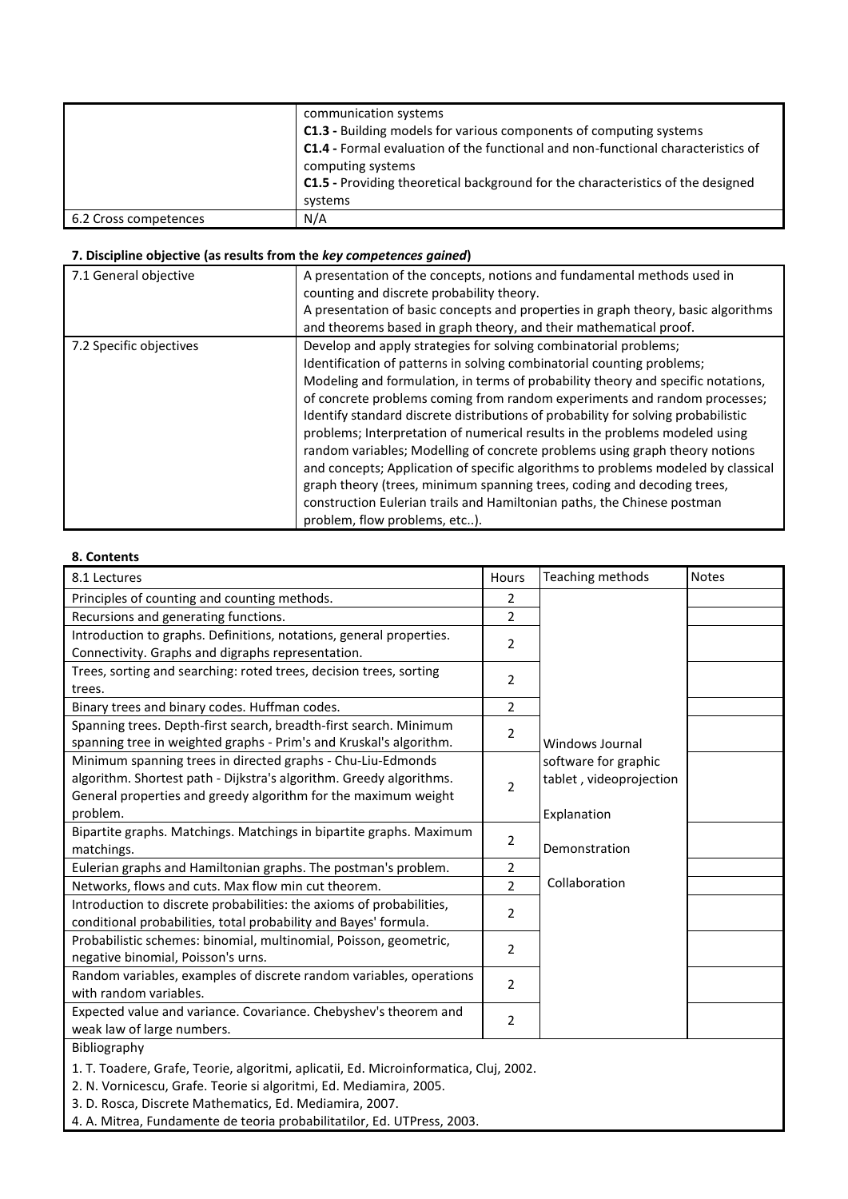|  |  |
| --- | --- |
|  | communication systems<br>**C1.3 -** Building models for various components of computing systems<br>**C1.4 -** Formal evaluation of the functional and non-functional characteristics of computing systems<br>**C1.5 -** Providing theoretical background for the characteristics of the designed systems |
| 6.2 Cross competences | N/A |

**7. Discipline objective (as results from the *key competences gained*)**

|  |  |
| --- | --- |
| 7.1 General objective | A presentation of the concepts, notions and fundamental methods used in counting and discrete probability theory.<br>A presentation of basic concepts and properties in graph theory, basic algorithms and theorems based in graph theory, and their mathematical proof. |
| 7.2 Specific objectives | Develop and apply strategies for solving combinatorial problems;<br>Identification of patterns in solving combinatorial counting problems;<br>Modeling and formulation, in terms of probability theory and specific notations, of concrete problems coming from random experiments and random processes;<br>Identify standard discrete distributions of probability for solving probabilistic problems; Interpretation of numerical results in the problems modeled using random variables; Modelling of concrete problems using graph theory notions and concepts; Application of specific algorithms to problems modeled by classical graph theory (trees, minimum spanning trees, coding and decoding trees, construction Eulerian trails and Hamiltonian paths, the Chinese postman problem, flow problems, etc..). |

**8. Contents**

| 8.1 Lectures | Hours | Teaching methods | Notes |
| --- | --- | --- | --- |
| Principles of counting and counting methods. | 2 | Windows Journal software for graphic tablet , videoprojection<br><br>Explanation<br><br>Demonstration<br><br>Collaboration |  |
| Recursions and generating functions. | 2 |  |  |
| Introduction to graphs. Definitions, notations, general properties. Connectivity. Graphs and digraphs representation. | 2 |  |  |
| Trees, sorting and searching: roted trees, decision trees, sorting trees. | 2 |  |  |
| Binary trees and binary codes. Huffman codes. | 2 |  |  |
| Spanning trees. Depth-first search, breadth-first search. Minimum spanning tree in weighted graphs - Prim's and Kruskal's algorithm. | 2 |  |  |
| Minimum spanning trees in directed graphs - Chu-Liu-Edmonds algorithm. Shortest path - Dijkstra's algorithm. Greedy algorithms. General properties and greedy algorithm for the maximum weight problem. | 2 |  |  |
| Bipartite graphs. Matchings. Matchings in bipartite graphs. Maximum matchings. | 2 |  |  |
| Eulerian graphs and Hamiltonian graphs. The postman's problem. | 2 |  |  |
| Networks, flows and cuts. Max flow min cut theorem. | 2 |  |  |
| Introduction to discrete probabilities: the axioms of probabilities, conditional probabilities, total probability and Bayes' formula. | 2 |  |  |
| Probabilistic schemes: binomial, multinomial, Poisson, geometric, negative binomial, Poisson's urns. | 2 |  |  |
| Random variables, examples of discrete random variables, operations with random variables. | 2 |  |  |
| Expected value and variance. Covariance. Chebyshev's theorem and weak law of large numbers. | 2 |  |  |

Bibliography

1. T. Toadere, Grafe, Teorie, algoritmi, aplicatii, Ed. Microinformatica, Cluj, 2002.
2. N. Vornicescu, Grafe. Teorie si algoritmi, Ed. Mediamira, 2005.
3. D. Rosca, Discrete Mathematics, Ed. Mediamira, 2007.
4. A. Mitrea, Fundamente de teoria probabilitatilor, Ed. UTPress, 2003.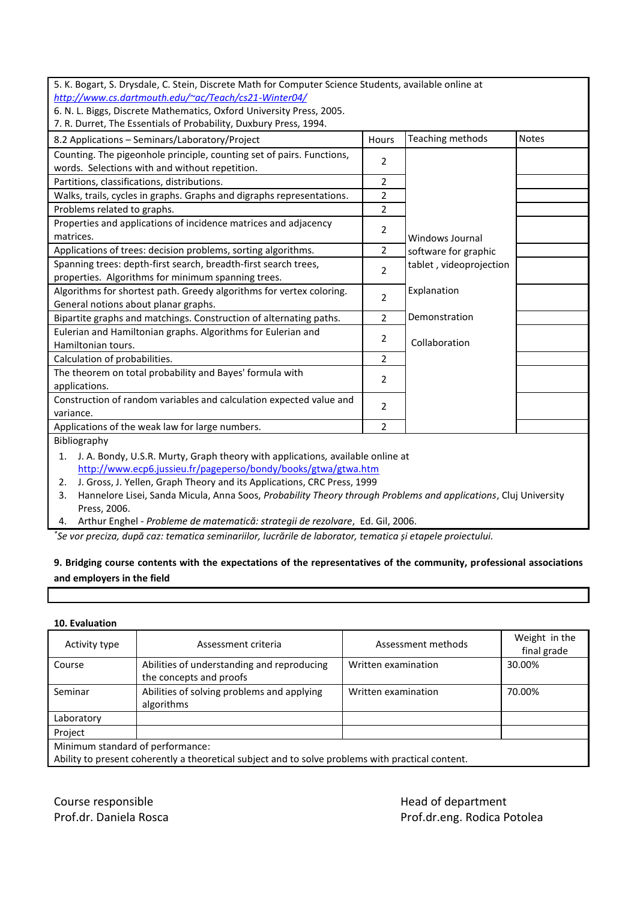5. K. Bogart, S. Drysdale, C. Stein, Discrete Math for Computer Science Students, available online at *http://www.cs.dartmouth.edu/~ac/Teach/cs21-Winter04/*
6. N. L. Biggs, Discrete Mathematics, Oxford University Press, 2005.
7. R. Durret, The Essentials of Probability, Duxbury Press, 1994.

| 8.2 Applications – Seminars/Laboratory/Project | Hours | Teaching methods | Notes |
|---|---|---|---|
| Counting. The pigeonhole principle, counting set of pairs. Functions, words. Selections with and without repetition. | 2 | Windows Journal software for graphic tablet , videoprojection<br><br>Explanation<br><br>Demonstration<br><br>Collaboration | |
| Partitions, classifications, distributions. | 2 | | |
| Walks, trails, cycles in graphs. Graphs and digraphs representations. | 2 | | |
| Problems related to graphs. | 2 | | |
| Properties and applications of incidence matrices and adjacency matrices. | 2 | | |
| Applications of trees: decision problems, sorting algorithms. | 2 | | |
| Spanning trees: depth-first search, breadth-first search trees, properties. Algorithms for minimum spanning trees. | 2 | | |
| Algorithms for shortest path. Greedy algorithms for vertex coloring. General notions about planar graphs. | 2 | | |
| Bipartite graphs and matchings. Construction of alternating paths. | 2 | | |
| Eulerian and Hamiltonian graphs. Algorithms for Eulerian and Hamiltonian tours. | 2 | | |
| Calculation of probabilities. | 2 | | |
| The theorem on total probability and Bayes' formula with applications. | 2 | | |
| Construction of random variables and calculation expected value and variance. | 2 | | |
| Applications of the weak law for large numbers. | 2 | | |

Bibliography

1. J. A. Bondy, U.S.R. Murty, Graph theory with applications, available online at http://www.ecp6.jussieu.fr/pageperso/bondy/books/gtwa/gtwa.htm
2. J. Gross, J. Yellen, Graph Theory and its Applications, CRC Press, 1999
3. Hannelore Lisei, Sanda Micula, Anna Soos, *Probability Theory through Problems and applications*, Cluj University Press, 2006.
4. Arthur Enghel - *Probleme de matematică: strategii de rezolvare*, Ed. Gil, 2006.

*Se vor preciza, după caz: tematica seminariilor, lucrările de laborator, tematica și etapele proiectului.*

**9. Bridging course contents with the expectations of the representatives of the community, professional associations and employers in the field**

**10. Evaluation**

| Activity type | Assessment criteria | Assessment methods | Weight in the final grade |
|---|---|---|---|
| Course | Abilities of understanding and reproducing the concepts and proofs | Written examination | 30.00% |
| Seminar | Abilities of solving problems and applying algorithms | Written examination | 70.00% |
| Laboratory | | | |
| Project | | | |

Minimum standard of performance:
Ability to present coherently a theoretical subject and to solve problems with practical content.

Course responsible
Prof.dr. Daniela Rosca

Head of department
Prof.dr.eng. Rodica Potolea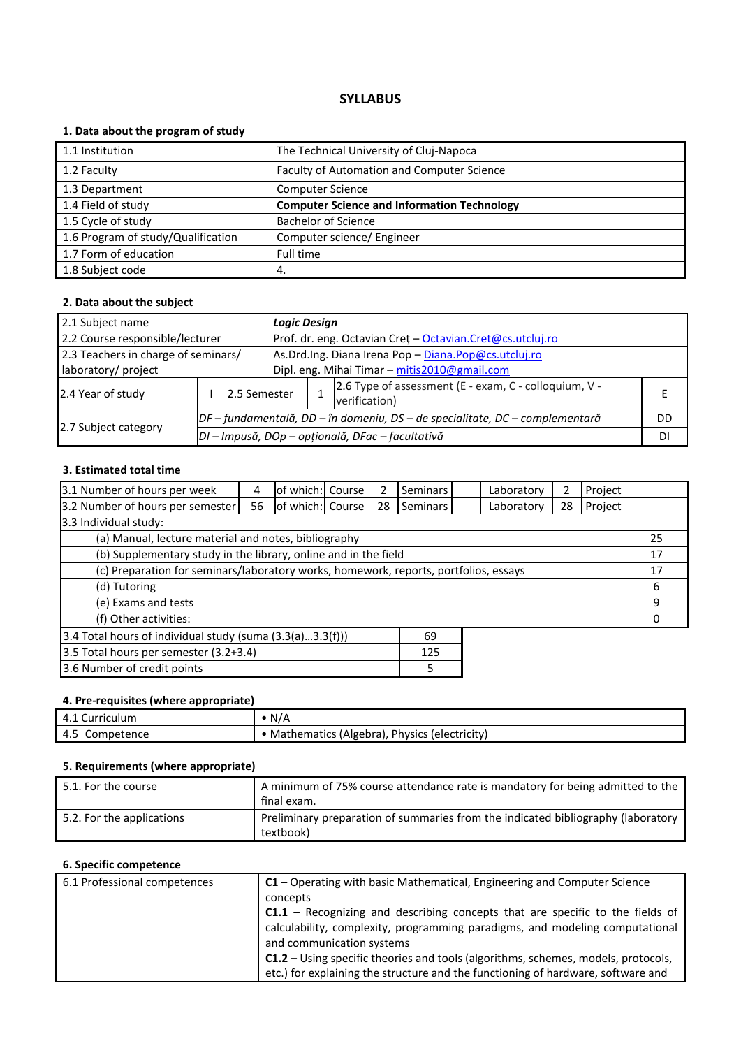## SYLLABUS

### 1. Data about the program of study

| | |
|---|---|
| 1.1 Institution | The Technical University of Cluj-Napoca |
| 1.2 Faculty | Faculty of Automation and Computer Science |
| 1.3 Department | Computer Science |
| 1.4 Field of study | **Computer Science and Information Technology** |
| 1.5 Cycle of study | Bachelor of Science |
| 1.6 Program of study/Qualification | Computer science/ Engineer |
| 1.7 Form of education | Full time |
| 1.8 Subject code | 4. |

### 2. Data about the subject

| | | | | | | |
|---|---|---|---|---|---|---|
| 2.1 Subject name | ***Logic Design*** | | | | | |
| 2.2 Course responsible/lecturer | Prof. dr. eng. Octavian Creţ – Octavian.Cret@cs.utcluj.ro | | | | | |
| 2.3 Teachers in charge of seminars/ laboratory/ project | As.Drd.Ing. Diana Irena Pop – Diana.Pop@cs.utcluj.ro<br>Dipl. eng. Mihai Timar – mitis2010@gmail.com | | | | | |
| 2.4 Year of study | I | 2.5 Semester | 1 | 2.6 Type of assessment (E - exam, C - colloquium, V - verification) | | E |
| 2.7 Subject category | *DF – fundamentală, DD – în domeniu, DS – de specialitate, DC – complementară* | | | | | DD |
| | *DI – Impusă, DOp – opțională, DFac – facultativă* | | | | | DI |

### 3. Estimated total time

| | | | | | | | | | | | |
|---|---|---|---|---|---|---|---|---|---|---|---|
| 3.1 Number of hours per week | 4 | of which: | Course | 2 | Seminars | | Laboratory | 2 | Project | | |
| 3.2 Number of hours per semester | 56 | of which: | Course | 28 | Seminars | | Laboratory | 28 | Project | | |
| 3.3 Individual study: | | | | | | | | | | | |
| (a) Manual, lecture material and notes, bibliography | | | | | | | | | | | 25 |
| (b) Supplementary study in the library, online and in the field | | | | | | | | | | | 17 |
| (c) Preparation for seminars/laboratory works, homework, reports, portfolios, essays | | | | | | | | | | | 17 |
| (d) Tutoring | | | | | | | | | | | 6 |
| (e) Exams and tests | | | | | | | | | | | 9 |
| (f) Other activities: | | | | | | | | | | | 0 |

| | |
|---|---|
| 3.4 Total hours of individual study (suma (3.3(a)...3.3(f))) | 69 |
| 3.5 Total hours per semester (3.2+3.4) | 125 |
| 3.6 Number of credit points | 5 |

### 4. Pre-requisites (where appropriate)

| | |
|---|---|
| 4.1 Curriculum | • N/A |
| 4.5 Competence | • Mathematics (Algebra), Physics (electricity) |

### 5. Requirements (where appropriate)

| | |
|---|---|
| 5.1. For the course | A minimum of 75% course attendance rate is mandatory for being admitted to the final exam. |
| 5.2. For the applications | Preliminary preparation of summaries from the indicated bibliography (laboratory textbook) |

### 6. Specific competence

| | |
|---|---|
| 6.1 Professional competences | **C1 –** Operating with basic Mathematical, Engineering and Computer Science concepts<br>**C1.1 –** Recognizing and describing concepts that are specific to the fields of calculability, complexity, programming paradigms, and modeling computational and communication systems<br>**C1.2 –** Using specific theories and tools (algorithms, schemes, models, protocols, etc.) for explaining the structure and the functioning of hardware, software and |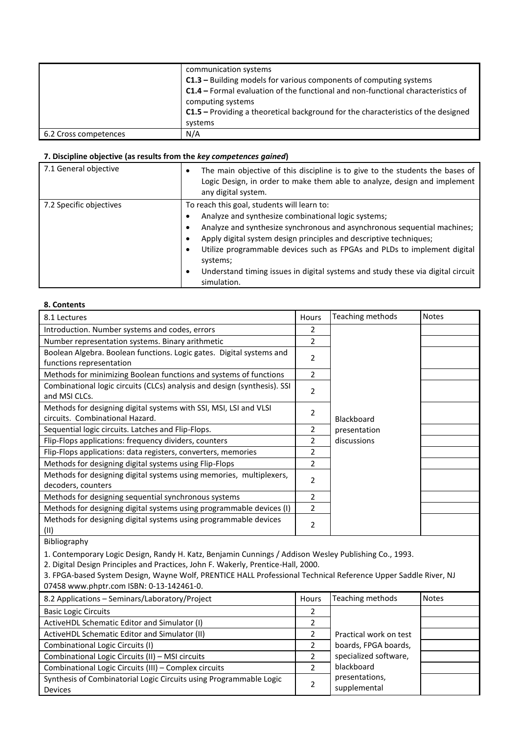|  |  |
|---|---|
|  | communication systems<br>**C1.3 –** Building models for various components of computing systems<br>**C1.4 –** Formal evaluation of the functional and non-functional characteristics of computing systems<br>**C1.5 –** Providing a theoretical background for the characteristics of the designed systems |
| 6.2 Cross competences | N/A |

**7. Discipline objective (as results from the *key competences gained*)**

|  |  |
|---|---|
| 7.1 General objective | • The main objective of this discipline is to give to the students the bases of Logic Design, in order to make them able to analyze, design and implement any digital system. |
| 7.2 Specific objectives | To reach this goal, students will learn to:<br>• Analyze and synthesize combinational logic systems;<br>• Analyze and synthesize synchronous and asynchronous sequential machines;<br>• Apply digital system design principles and descriptive techniques;<br>• Utilize programmable devices such as FPGAs and PLDs to implement digital systems;<br>• Understand timing issues in digital systems and study these via digital circuit simulation. |

**8. Contents**

| 8.1 Lectures | Hours | Teaching methods | Notes |
|---|---|---|---|
| Introduction. Number systems and codes, errors | 2 | Blackboard presentation discussions | |
| Number representation systems. Binary arithmetic | 2 | | |
| Boolean Algebra. Boolean functions. Logic gates. Digital systems and functions representation | 2 | | |
| Methods for minimizing Boolean functions and systems of functions | 2 | | |
| Combinational logic circuits (CLCs) analysis and design (synthesis). SSI and MSI CLCs. | 2 | | |
| Methods for designing digital systems with SSI, MSI, LSI and VLSI circuits. Combinational Hazard. | 2 | | |
| Sequential logic circuits. Latches and Flip-Flops. | 2 | | |
| Flip-Flops applications: frequency dividers, counters | 2 | | |
| Flip-Flops applications: data registers, converters, memories | 2 | | |
| Methods for designing digital systems using Flip-Flops | 2 | | |
| Methods for designing digital systems using memories, multiplexers, decoders, counters | 2 | | |
| Methods for designing sequential synchronous systems | 2 | | |
| Methods for designing digital systems using programmable devices (I) | 2 | | |
| Methods for designing digital systems using programmable devices (II) | 2 | | |

Bibliography

1. Contemporary Logic Design, Randy H. Katz, Benjamin Cunnings / Addison Wesley Publishing Co., 1993.
2. Digital Design Principles and Practices, John F. Wakerly, Prentice-Hall, 2000.
3. FPGA-based System Design, Wayne Wolf, PRENTICE HALL Professional Technical Reference Upper Saddle River, NJ 07458 www.phptr.com ISBN: 0-13-142461-0.

| 8.2 Applications – Seminars/Laboratory/Project | Hours | Teaching methods | Notes |
|---|---|---|---|
| Basic Logic Circuits | 2 | Practical work on test boards, FPGA boards, specialized software, blackboard presentations, supplemental | |
| ActiveHDL Schematic Editor and Simulator (I) | 2 | | |
| ActiveHDL Schematic Editor and Simulator (II) | 2 | | |
| Combinational Logic Circuits (I) | 2 | | |
| Combinational Logic Circuits (II) – MSI circuits | 2 | | |
| Combinational Logic Circuits (III) – Complex circuits | 2 | | |
| Synthesis of Combinatorial Logic Circuits using Programmable Logic Devices | 2 | | |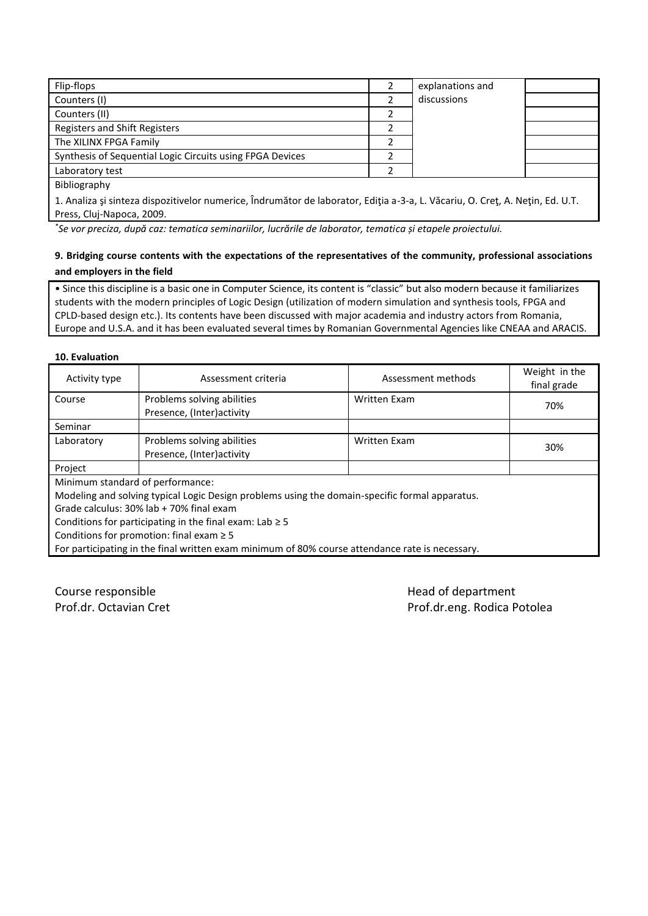| Flip-flops | 2 | explanations and discussions | |
|---|---|---|---|
| Counters (I) | 2 | | |
| Counters (II) | 2 | | |
| Registers and Shift Registers | 2 | | |
| The XILINX FPGA Family | 2 | | |
| Synthesis of Sequential Logic Circuits using FPGA Devices | 2 | | |
| Laboratory test | 2 | | |

Bibliography

1. Analiza şi sinteza dispozitivelor numerice, Îndrumător de laborator, Ediţia a-3-a, L. Văcariu, O. Creţ, A. Neţin, Ed. U.T. Press, Cluj-Napoca, 2009.

*Se vor preciza, după caz: tematica seminariilor, lucrările de laborator, tematica și etapele proiectului.*

**9. Bridging course contents with the expectations of the representatives of the community, professional associations and employers in the field**

• Since this discipline is a basic one in Computer Science, its content is "classic" but also modern because it familiarizes students with the modern principles of Logic Design (utilization of modern simulation and synthesis tools, FPGA and CPLD-based design etc.). Its contents have been discussed with major academia and industry actors from Romania, Europe and U.S.A. and it has been evaluated several times by Romanian Governmental Agencies like CNEAA and ARACIS.

**10. Evaluation**

| Activity type | Assessment criteria | Assessment methods | Weight in the final grade |
|---|---|---|---|
| Course | Problems solving abilities<br>Presence, (Inter)activity | Written Exam | 70% |
| Seminar | | | |
| Laboratory | Problems solving abilities<br>Presence, (Inter)activity | Written Exam | 30% |
| Project | | | |

Minimum standard of performance:
Modeling and solving typical Logic Design problems using the domain-specific formal apparatus.
Grade calculus: 30% lab + 70% final exam
Conditions for participating in the final exam: Lab ≥ 5
Conditions for promotion: final exam ≥ 5
For participating in the final written exam minimum of 80% course attendance rate is necessary.

Course responsible
Prof.dr. Octavian Cret

Head of department
Prof.dr.eng. Rodica Potolea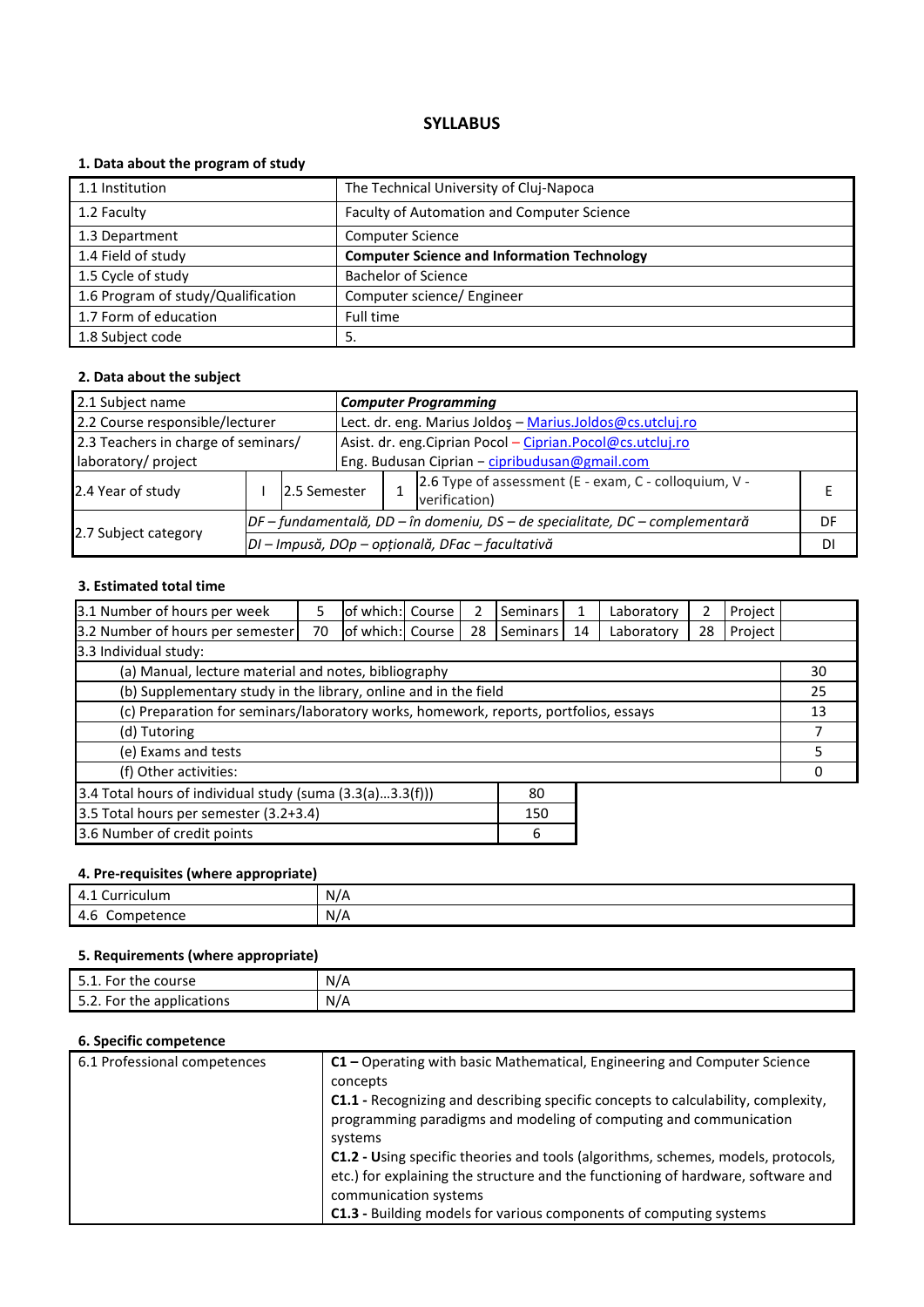# SYLLABUS

## 1. Data about the program of study

| | |
|---|---|
| 1.1 Institution | The Technical University of Cluj-Napoca |
| 1.2 Faculty | Faculty of Automation and Computer Science |
| 1.3 Department | Computer Science |
| 1.4 Field of study | **Computer Science and Information Technology** |
| 1.5 Cycle of study | Bachelor of Science |
| 1.6 Program of study/Qualification | Computer science/ Engineer |
| 1.7 Form of education | Full time |
| 1.8 Subject code | 5. |

## 2. Data about the subject

| | | | | | | |
|---|---|---|---|---|---|---|
| 2.1 Subject name | ***Computer Programming*** | | | | | |
| 2.2 Course responsible/lecturer | Lect. dr. eng. Marius Joldoş – Marius.Joldos@cs.utcluj.ro | | | | | |
| 2.3 Teachers in charge of seminars/ laboratory/ project | Asist. dr. eng.Ciprian Pocol – Ciprian.Pocol@cs.utcluj.ro<br>Eng. Budusan Ciprian – cipribudusan@gmail.com | | | | | |
| 2.4 Year of study | I | 2.5 Semester | 1 | 2.6 Type of assessment (E - exam, C - colloquium, V - verification) | | E |
| 2.7 Subject category | *DF – fundamentală, DD – în domeniu, DS – de specialitate, DC – complementară* | | | | | DF |
| | *DI – Impusă, DOp – opțională, DFac – facultativă* | | | | | DI |

## 3. Estimated total time

| | | | | | | | | | |
|---|---|---|---|---|---|---|---|---|---|
| 3.1 Number of hours per week | 5 | of which: Course | 2 | Seminars | 1 | Laboratory | 2 | Project | |
| 3.2 Number of hours per semester | 70 | of which: Course | 28 | Seminars | 14 | Laboratory | 28 | Project | |
| 3.3 Individual study: | | | | | | | | | |
| (a) Manual, lecture material and notes, bibliography | | | | | | | | | 30 |
| (b) Supplementary study in the library, online and in the field | | | | | | | | | 25 |
| (c) Preparation for seminars/laboratory works, homework, reports, portfolios, essays | | | | | | | | | 13 |
| (d) Tutoring | | | | | | | | | 7 |
| (e) Exams and tests | | | | | | | | | 5 |
| (f) Other activities: | | | | | | | | | 0 |

| | |
|---|---|
| 3.4 Total hours of individual study (suma (3.3(a)…3.3(f))) | 80 |
| 3.5 Total hours per semester (3.2+3.4) | 150 |
| 3.6 Number of credit points | 6 |

## 4. Pre-requisites (where appropriate)

| | |
|---|---|
| 4.1 Curriculum | N/A |
| 4.6 Competence | N/A |

## 5. Requirements (where appropriate)

| | |
|---|---|
| 5.1. For the course | N/A |
| 5.2. For the applications | N/A |

## 6. Specific competence

| | |
|---|---|
| 6.1 Professional competences | **C1 –** Operating with basic Mathematical, Engineering and Computer Science concepts<br>**C1.1 -** Recognizing and describing specific concepts to calculability, complexity, programming paradigms and modeling of computing and communication systems<br>**C1.2 - U**sing specific theories and tools (algorithms, schemes, models, protocols, etc.) for explaining the structure and the functioning of hardware, software and communication systems<br>**C1.3 -** Building models for various components of computing systems |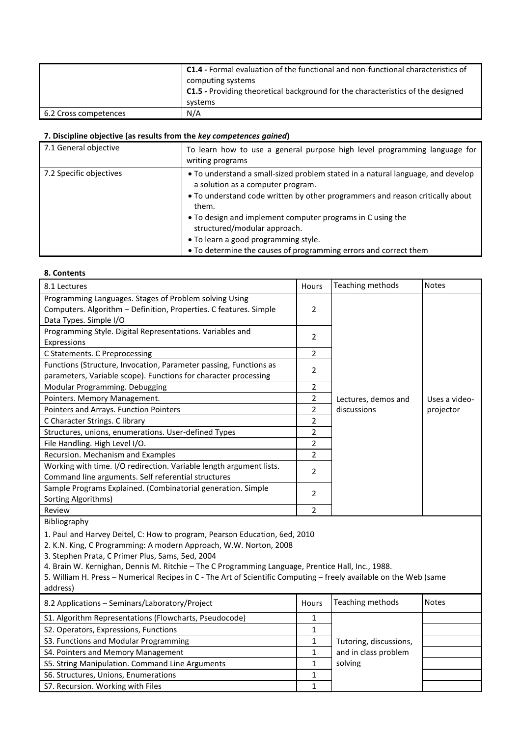| | |
|---|---|
| | **C1.4 -** Formal evaluation of the functional and non-functional characteristics of computing systems<br>**C1.5 -** Providing theoretical background for the characteristics of the designed systems |
| 6.2 Cross competences | N/A |

### 7. Discipline objective (as results from the *key competences gained*)

| | |
|---|---|
| 7.1 General objective | To learn how to use a general purpose high level programming language for writing programs |
| 7.2 Specific objectives | • To understand a small-sized problem stated in a natural language, and develop a solution as a computer program.<br>• To understand code written by other programmers and reason critically about them.<br>• To design and implement computer programs in C using the structured/modular approach.<br>• To learn a good programming style.<br>• To determine the causes of programming errors and correct them |

### 8. Contents

| 8.1 Lectures | Hours | Teaching methods | Notes |
|---|---|---|---|
| Programming Languages. Stages of Problem solving Using Computers. Algorithm – Definition, Properties. C features. Simple Data Types. Simple I/O | 2 | Lectures, demos and discussions | Uses a video-projector |
| Programming Style. Digital Representations. Variables and Expressions | 2 | | |
| C Statements. C Preprocessing | 2 | | |
| Functions (Structure, Invocation, Parameter passing, Functions as parameters, Variable scope). Functions for character processing | 2 | | |
| Modular Programming. Debugging | 2 | | |
| Pointers. Memory Management. | 2 | | |
| Pointers and Arrays. Function Pointers | 2 | | |
| C Character Strings. C library | 2 | | |
| Structures, unions, enumerations. User-defined Types | 2 | | |
| File Handling. High Level I/O. | 2 | | |
| Recursion. Mechanism and Examples | 2 | | |
| Working with time. I/O redirection. Variable length argument lists. Command line arguments. Self referential structures | 2 | | |
| Sample Programs Explained. (Combinatorial generation. Simple Sorting Algorithms) | 2 | | |
| Review | 2 | | |

Bibliography

1. Paul and Harvey Deitel, C: How to program, Pearson Education, 6ed, 2010
2. K.N. King, C Programming: A modern Approach, W.W. Norton, 2008
3. Stephen Prata, C Primer Plus, Sams, 5ed, 2004
4. Brain W. Kernighan, Dennis M. Ritchie – The C Programming Language, Prentice Hall, Inc., 1988.
5. William H. Press – Numerical Recipes in C - The Art of Scientific Computing – freely available on the Web (same address)

| 8.2 Applications – Seminars/Laboratory/Project | Hours | Teaching methods | Notes |
|---|---|---|---|
| S1. Algorithm Representations (Flowcharts, Pseudocode) | 1 | Tutoring, discussions, and in class problem solving | |
| S2. Operators, Expressions, Functions | 1 | | |
| S3. Functions and Modular Programming | 1 | | |
| S4. Pointers and Memory Management | 1 | | |
| S5. String Manipulation. Command Line Arguments | 1 | | |
| S6. Structures, Unions, Enumerations | 1 | | |
| S7. Recursion. Working with Files | 1 | | |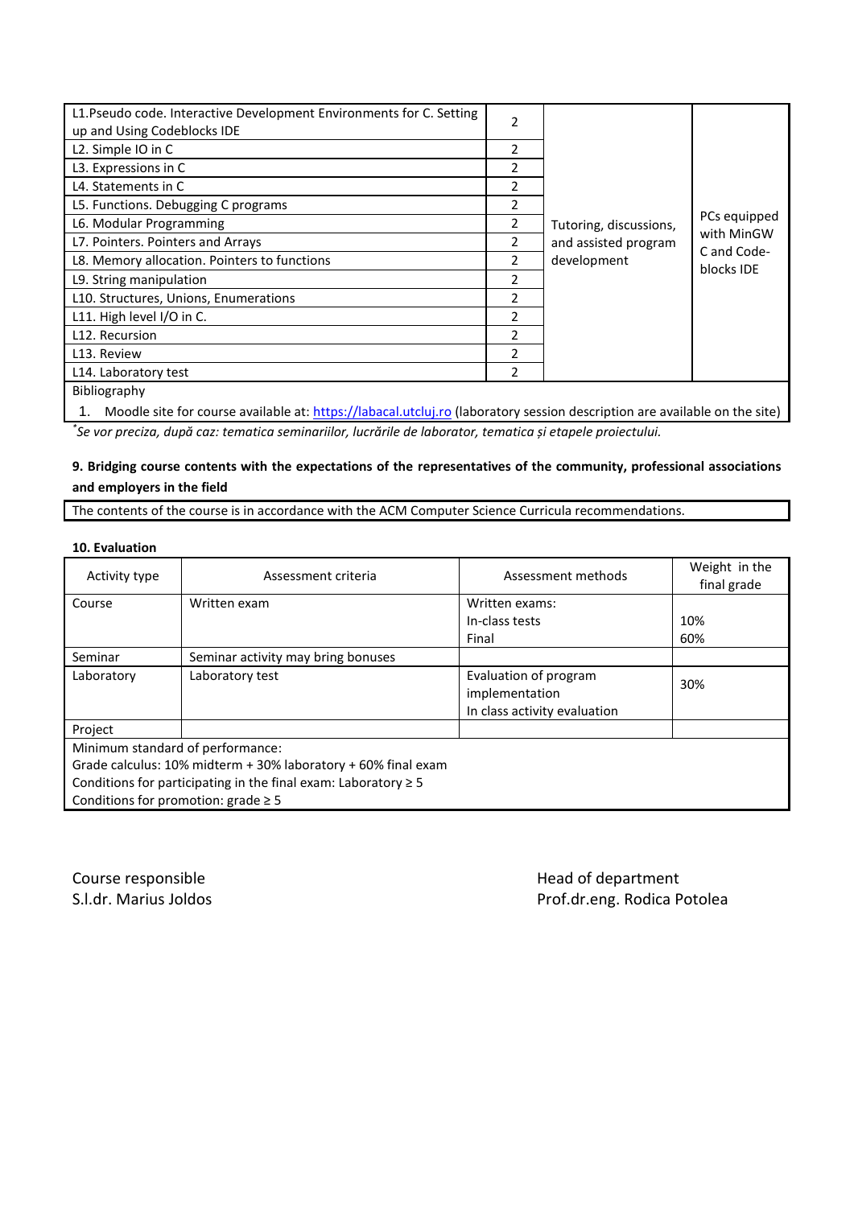| | | | |
|---|---|---|---|
| L1.Pseudo code. Interactive Development Environments for C. Setting up and Using Codeblocks IDE | 2 | Tutoring, discussions, and assisted program development | PCs equipped with MinGW C and Code-blocks IDE |
| L2. Simple IO in C | 2 | | |
| L3. Expressions in C | 2 | | |
| L4. Statements in C | 2 | | |
| L5. Functions. Debugging C programs | 2 | | |
| L6. Modular Programming | 2 | | |
| L7. Pointers. Pointers and Arrays | 2 | | |
| L8. Memory allocation. Pointers to functions | 2 | | |
| L9. String manipulation | 2 | | |
| L10. Structures, Unions, Enumerations | 2 | | |
| L11. High level I/O in C. | 2 | | |
| L12. Recursion | 2 | | |
| L13. Review | 2 | | |
| L14. Laboratory test | 2 | | |

Bibliography

1. Moodle site for course available at: https://labacal.utcluj.ro (laboratory session description are available on the site)

*Se vor preciza, după caz: tematica seminariilor, lucrările de laborator, tematica și etapele proiectului.*

**9. Bridging course contents with the expectations of the representatives of the community, professional associations and employers in the field**

The contents of the course is in accordance with the ACM Computer Science Curricula recommendations.

**10. Evaluation**

| Activity type | Assessment criteria | Assessment methods | Weight in the final grade |
|---|---|---|---|
| Course | Written exam | Written exams:<br>In-class tests<br>Final | <br>10%<br>60% |
| Seminar | Seminar activity may bring bonuses | | |
| Laboratory | Laboratory test | Evaluation of program implementation<br>In class activity evaluation | 30% |
| Project | | | |

Minimum standard of performance:
Grade calculus: 10% midterm + 30% laboratory + 60% final exam
Conditions for participating in the final exam: Laboratory ≥ 5
Conditions for promotion: grade ≥ 5

Course responsible
S.l.dr. Marius Joldos

Head of department
Prof.dr.eng. Rodica Potolea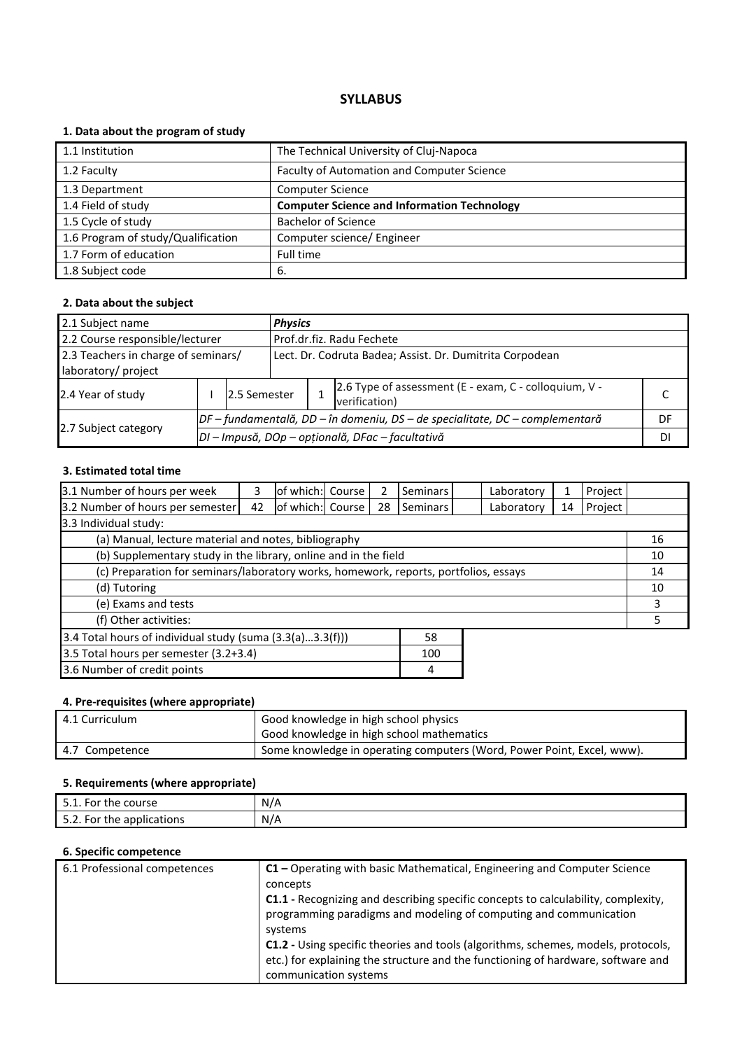## SYLLABUS

### 1. Data about the program of study

| | |
|---|---|
| 1.1 Institution | The Technical University of Cluj-Napoca |
| 1.2 Faculty | Faculty of Automation and Computer Science |
| 1.3 Department | Computer Science |
| 1.4 Field of study | **Computer Science and Information Technology** |
| 1.5 Cycle of study | Bachelor of Science |
| 1.6 Program of study/Qualification | Computer science/ Engineer |
| 1.7 Form of education | Full time |
| 1.8 Subject code | 6. |

### 2. Data about the subject

| | | | | | |
|---|---|---|---|---|---|
| 2.1 Subject name | ***Physics*** | | | | |
| 2.2 Course responsible/lecturer | Prof.dr.fiz. Radu Fechete | | | | |
| 2.3 Teachers in charge of seminars/ laboratory/ project | Lect. Dr. Codruta Badea; Assist. Dr. Dumitrita Corpodean | | | | |
| 2.4 Year of study | I | 2.5 Semester | 1 | 2.6 Type of assessment (E - exam, C - colloquium, V - verification) | C |
| 2.7 Subject category | *DF – fundamentală, DD – în domeniu, DS – de specialitate, DC – complementară* | | | | DF |
| | *DI – Impusă, DOp – opțională, DFac – facultativă* | | | | DI |

### 3. Estimated total time

| | | | | | | | | | | | |
|---|---|---|---|---|---|---|---|---|---|---|---|
| 3.1 Number of hours per week | 3 | of which: | Course | 2 | Seminars | | Laboratory | 1 | Project | | |
| 3.2 Number of hours per semester | 42 | of which: | Course | 28 | Seminars | | Laboratory | 14 | Project | | |
| 3.3 Individual study: | | | | | | | | | | | |
| (a) Manual, lecture material and notes, bibliography | | | | | | | | | | | 16 |
| (b) Supplementary study in the library, online and in the field | | | | | | | | | | | 10 |
| (c) Preparation for seminars/laboratory works, homework, reports, portfolios, essays | | | | | | | | | | | 14 |
| (d) Tutoring | | | | | | | | | | | 10 |
| (e) Exams and tests | | | | | | | | | | | 3 |
| (f) Other activities: | | | | | | | | | | | 5 |

| | |
|---|---|
| 3.4 Total hours of individual study (suma (3.3(a)…3.3(f))) | 58 |
| 3.5 Total hours per semester (3.2+3.4) | 100 |
| 3.6 Number of credit points | 4 |

### 4. Pre-requisites (where appropriate)

| | |
|---|---|
| 4.1 Curriculum | Good knowledge in high school physics<br>Good knowledge in high school mathematics |
| 4.7 Competence | Some knowledge in operating computers (Word, Power Point, Excel, www). |

### 5. Requirements (where appropriate)

| | |
|---|---|
| 5.1. For the course | N/A |
| 5.2. For the applications | N/A |

### 6. Specific competence

| | |
|---|---|
| 6.1 Professional competences | **C1 –** Operating with basic Mathematical, Engineering and Computer Science concepts<br>**C1.1 -** Recognizing and describing specific concepts to calculability, complexity, programming paradigms and modeling of computing and communication systems<br>**C1.2 -** Using specific theories and tools (algorithms, schemes, models, protocols, etc.) for explaining the structure and the functioning of hardware, software and communication systems |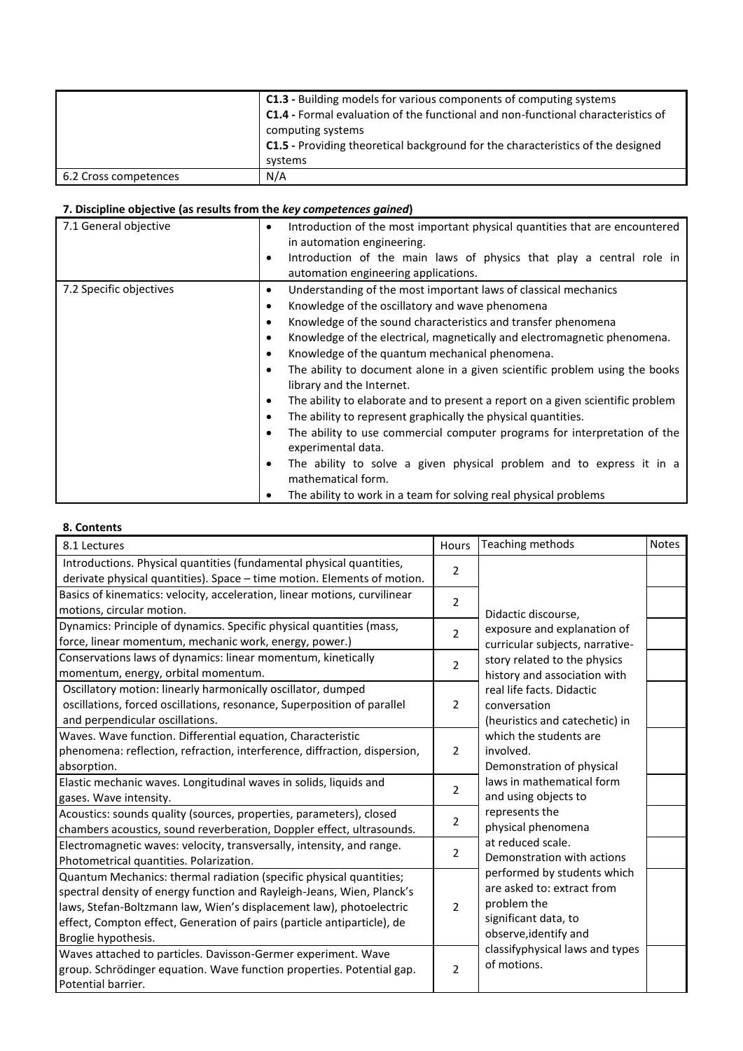| | |
|---|---|
| | **C1.3 -** Building models for various components of computing systems<br>**C1.4 -** Formal evaluation of the functional and non-functional characteristics of computing systems<br>**C1.5 -** Providing theoretical background for the characteristics of the designed systems |
| 6.2 Cross competences | N/A |

**7. Discipline objective (as results from the *key competences gained*)**

| | |
|---|---|
| 7.1 General objective | • Introduction of the most important physical quantities that are encountered in automation engineering.<br>• Introduction of the main laws of physics that play a central role in automation engineering applications. |
| 7.2 Specific objectives | • Understanding of the most important laws of classical mechanics<br>• Knowledge of the oscillatory and wave phenomena<br>• Knowledge of the sound characteristics and transfer phenomena<br>• Knowledge of the electrical, magnetically and electromagnetic phenomena.<br>• Knowledge of the quantum mechanical phenomena.<br>• The ability to document alone in a given scientific problem using the books library and the Internet.<br>• The ability to elaborate and to present a report on a given scientific problem<br>• The ability to represent graphically the physical quantities.<br>• The ability to use commercial computer programs for interpretation of the experimental data.<br>• The ability to solve a given physical problem and to express it in a mathematical form.<br>• The ability to work in a team for solving real physical problems |

**8. Contents**

| 8.1 Lectures | Hours | Teaching methods | Notes |
|---|---|---|---|
| Introductions. Physical quantities (fundamental physical quantities, derivate physical quantities). Space – time motion. Elements of motion. | 2 | Didactic discourse, exposure and explanation of curricular subjects, narrative-story related to the physics history and association with real life facts. Didactic conversation (heuristics and catechetic) in which the students are involved. Demonstration of physical laws in mathematical form and using objects to represents the physical phenomena at reduced scale. Demonstration with actions performed by students which are asked to: extract from problem the significant data, to observe,identify and classifyphysical laws and types of motions. | |
| Basics of kinematics: velocity, acceleration, linear motions, curvilinear motions, circular motion. | 2 | | |
| Dynamics: Principle of dynamics. Specific physical quantities (mass, force, linear momentum, mechanic work, energy, power.) | 2 | | |
| Conservations laws of dynamics: linear momentum, kinetically momentum, energy, orbital momentum. | 2 | | |
| Oscillatory motion: linearly harmonically oscillator, dumped oscillations, forced oscillations, resonance, Superposition of parallel and perpendicular oscillations. | 2 | | |
| Waves. Wave function. Differential equation, Characteristic phenomena: reflection, refraction, interference, diffraction, dispersion, absorption. | 2 | | |
| Elastic mechanic waves. Longitudinal waves in solids, liquids and gases. Wave intensity. | 2 | | |
| Acoustics: sounds quality (sources, properties, parameters), closed chambers acoustics, sound reverberation, Doppler effect, ultrasounds. | 2 | | |
| Electromagnetic waves: velocity, transversally, intensity, and range. Photometrical quantities. Polarization. | 2 | | |
| Quantum Mechanics: thermal radiation (specific physical quantities; spectral density of energy function and Rayleigh-Jeans, Wien, Planck's laws, Stefan-Boltzmann law, Wien's displacement law), photoelectric effect, Compton effect, Generation of pairs (particle antiparticle), de Broglie hypothesis. | 2 | | |
| Waves attached to particles. Davisson-Germer experiment. Wave group. Schrödinger equation. Wave function properties. Potential gap. Potential barrier. | 2 | | |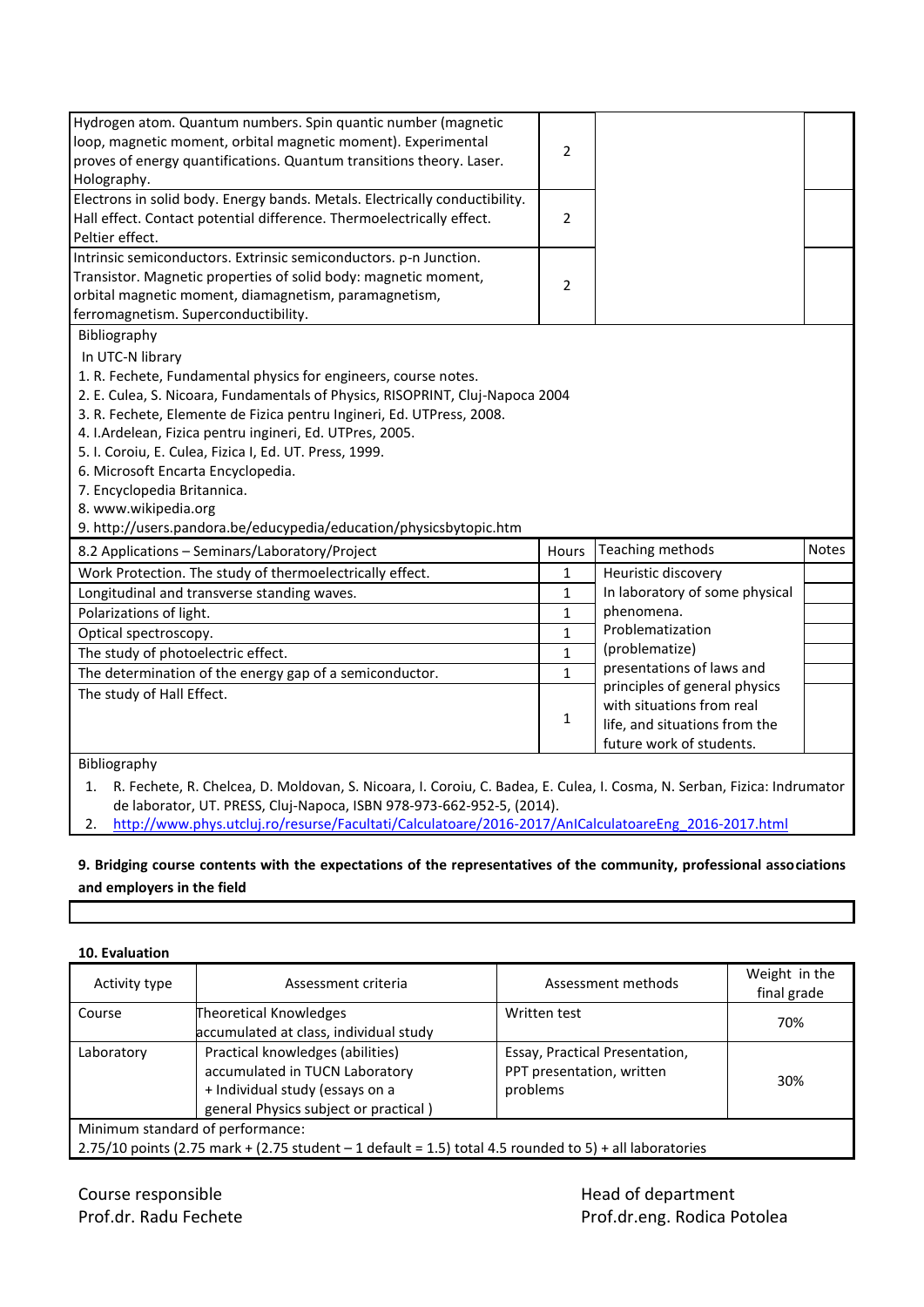| | | | |
|---|---|---|---|
| Hydrogen atom. Quantum numbers. Spin quantic number (magnetic loop, magnetic moment, orbital magnetic moment). Experimental proves of energy quantifications. Quantum transitions theory. Laser. Holography. | 2 | | |
| Electrons in solid body. Energy bands. Metals. Electrically conductibility. Hall effect. Contact potential difference. Thermoelectrically effect. Peltier effect. | 2 | | |
| Intrinsic semiconductors. Extrinsic semiconductors. p-n Junction. Transistor. Magnetic properties of solid body: magnetic moment, orbital magnetic moment, diamagnetism, paramagnetism, ferromagnetism. Superconductibility. | 2 | | |

Bibliography

In UTC-N library

1. R. Fechete, Fundamental physics for engineers, course notes.
2. E. Culea, S. Nicoara, Fundamentals of Physics, RISOPRINT, Cluj-Napoca 2004
3. R. Fechete, Elemente de Fizica pentru Ingineri, Ed. UTPress, 2008.
4. I.Ardelean, Fizica pentru ingineri, Ed. UTPres, 2005.
5. I. Coroiu, E. Culea, Fizica I, Ed. UT. Press, 1999.
6. Microsoft Encarta Encyclopedia.
7. Encyclopedia Britannica.
8. www.wikipedia.org
9. http://users.pandora.be/educypedia/education/physicsbytopic.htm

| 8.2 Applications – Seminars/Laboratory/Project | Hours | Teaching methods | Notes |
|---|---|---|---|
| Work Protection. The study of thermoelectrically effect. | 1 | Heuristic discovery In laboratory of some physical phenomena. Problematization (problematize) presentations of laws and principles of general physics with situations from real life, and situations from the future work of students. | |
| Longitudinal and transverse standing waves. | 1 | | |
| Polarizations of light. | 1 | | |
| Optical spectroscopy. | 1 | | |
| The study of photoelectric effect. | 1 | | |
| The determination of the energy gap of a semiconductor. | 1 | | |
| The study of Hall Effect. | 1 | | |

Bibliography

1. R. Fechete, R. Chelcea, D. Moldovan, S. Nicoara, I. Coroiu, C. Badea, E. Culea, I. Cosma, N. Serban, Fizica: Indrumator de laborator, UT. PRESS, Cluj-Napoca, ISBN 978-973-662-952-5, (2014).
2. http://www.phys.utcluj.ro/resurse/Facultati/Calculatoare/2016-2017/AnICalculatoareEng_2016-2017.html

**9. Bridging course contents with the expectations of the representatives of the community, professional associations and employers in the field**

**10. Evaluation**

| Activity type | Assessment criteria | Assessment methods | Weight in the final grade |
|---|---|---|---|
| Course | Theoretical Knowledges accumulated at class, individual study | Written test | 70% |
| Laboratory | Practical knowledges (abilities) accumulated in TUCN Laboratory + Individual study (essays on a general Physics subject or practical ) | Essay, Practical Presentation, PPT presentation, written problems | 30% |
| Minimum standard of performance: 2.75/10 points (2.75 mark + (2.75 student – 1 default = 1.5) total 4.5 rounded to 5) + all laboratories | | | |

Course responsible
Prof.dr. Radu Fechete

Head of department
Prof.dr.eng. Rodica Potolea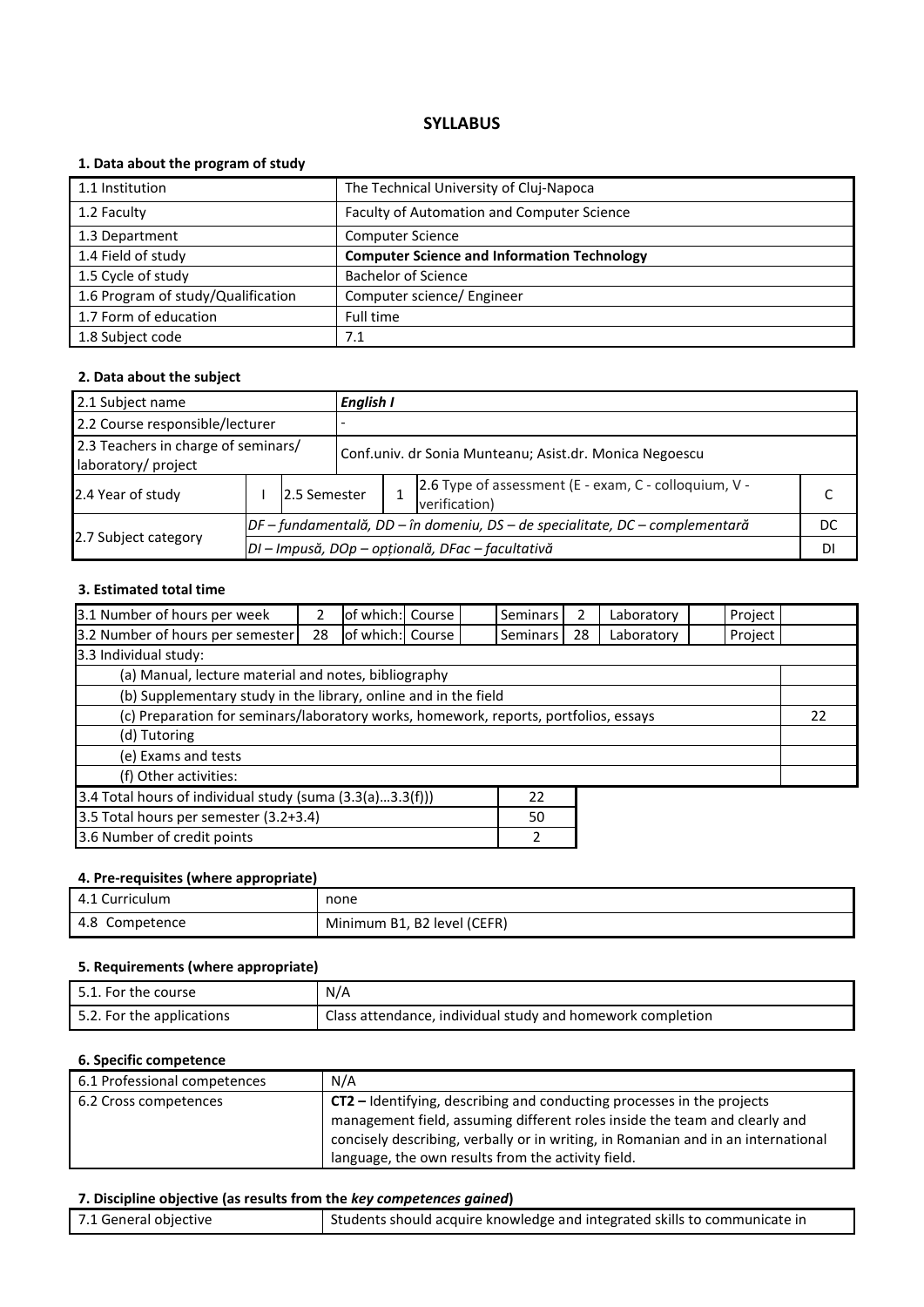# SYLLABUS

## 1. Data about the program of study

| | |
|---|---|
| 1.1 Institution | The Technical University of Cluj-Napoca |
| 1.2 Faculty | Faculty of Automation and Computer Science |
| 1.3 Department | Computer Science |
| 1.4 Field of study | **Computer Science and Information Technology** |
| 1.5 Cycle of study | Bachelor of Science |
| 1.6 Program of study/Qualification | Computer science/ Engineer |
| 1.7 Form of education | Full time |
| 1.8 Subject code | 7.1 |

## 2. Data about the subject

| | | | | | |
|---|---|---|---|---|---|
| 2.1 Subject name | ***English I*** | | | | |
| 2.2 Course responsible/lecturer | - | | | | |
| 2.3 Teachers in charge of seminars/ laboratory/ project | Conf.univ. dr Sonia Munteanu; Asist.dr. Monica Negoescu | | | | |
| 2.4 Year of study | I | 2.5 Semester | 1 | 2.6 Type of assessment (E - exam, C - colloquium, V - verification) | C |
| 2.7 Subject category | *DF – fundamentală, DD – în domeniu, DS – de specialitate, DC – complementară* | | | | DC |
| | *DI – Impusă, DOp – opțională, DFac – facultativă* | | | | DI |

## 3. Estimated total time

| | | | | | | | | | | |
|---|---|---|---|---|---|---|---|---|---|---|
| 3.1 Number of hours per week | 2 | of which: Course | | Seminars | 2 | Laboratory | | Project | | |
| 3.2 Number of hours per semester | 28 | of which: Course | | Seminars | 28 | Laboratory | | Project | | |
| 3.3 Individual study: | | | | | | | | | | |
| (a) Manual, lecture material and notes, bibliography | | | | | | | | | | |
| (b) Supplementary study in the library, online and in the field | | | | | | | | | | |
| (c) Preparation for seminars/laboratory works, homework, reports, portfolios, essays | | | | | | | | | | 22 |
| (d) Tutoring | | | | | | | | | | |
| (e) Exams and tests | | | | | | | | | | |
| (f) Other activities: | | | | | | | | | | |

| | |
|---|---|
| 3.4 Total hours of individual study (suma (3.3(a)…3.3(f))) | 22 |
| 3.5 Total hours per semester (3.2+3.4) | 50 |
| 3.6 Number of credit points | 2 |

## 4. Pre-requisites (where appropriate)

| | |
|---|---|
| 4.1 Curriculum | none |
| 4.8 Competence | Minimum B1, B2 level (CEFR) |

## 5. Requirements (where appropriate)

| | |
|---|---|
| 5.1. For the course | N/A |
| 5.2. For the applications | Class attendance, individual study and homework completion |

## 6. Specific competence

| | |
|---|---|
| 6.1 Professional competences | N/A |
| 6.2 Cross competences | **CT2 –** Identifying, describing and conducting processes in the projects management field, assuming different roles inside the team and clearly and concisely describing, verbally or in writing, in Romanian and in an international language, the own results from the activity field. |

## 7. Discipline objective (as results from the *key competences gained*)

| | |
|---|---|
| 7.1 General objective | Students should acquire knowledge and integrated skills to communicate in |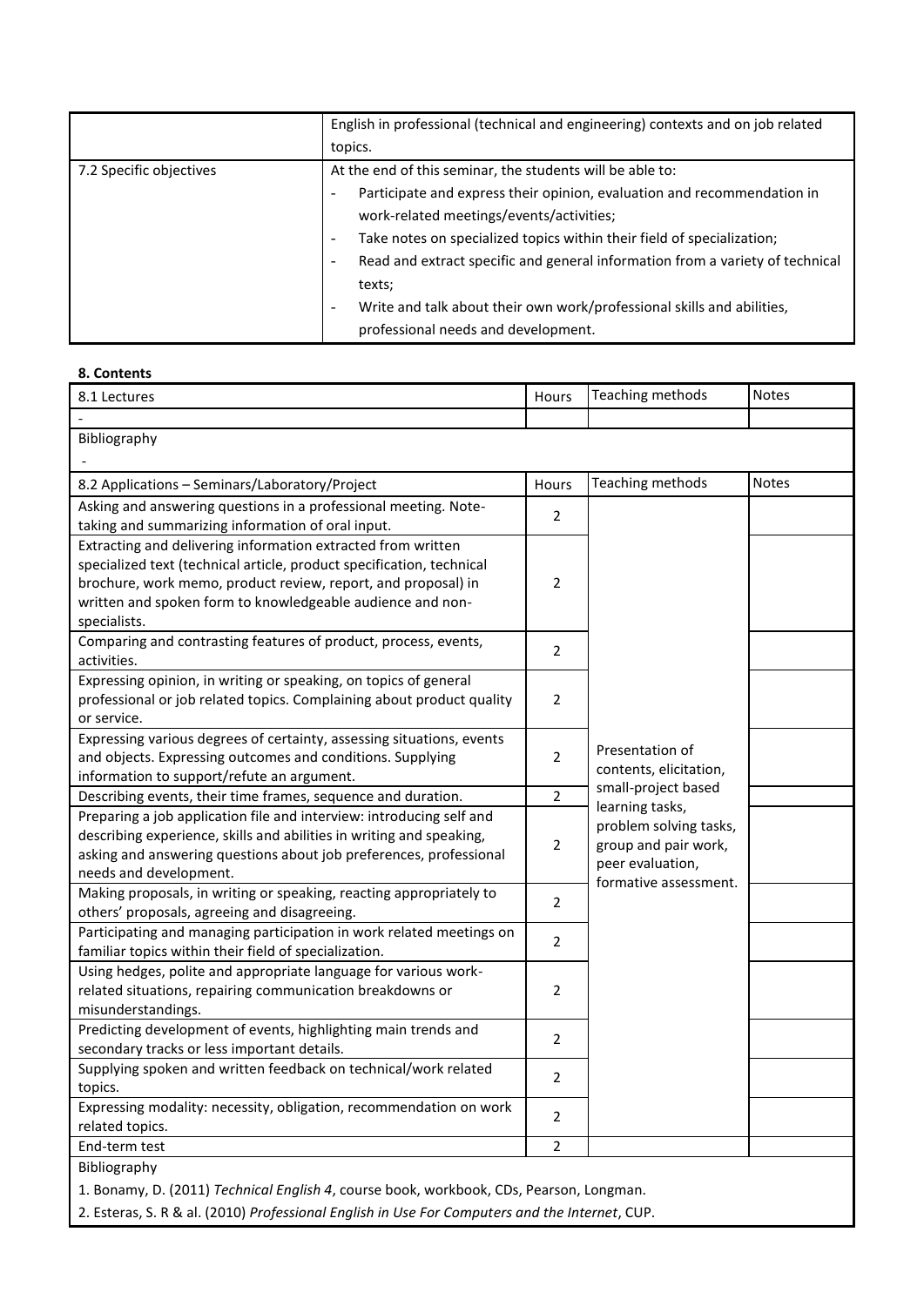|  | English in professional (technical and engineering) contexts and on job related topics. |
|---|---|
| 7.2 Specific objectives | At the end of this seminar, the students will be able to:<br>- Participate and express their opinion, evaluation and recommendation in work-related meetings/events/activities;<br>- Take notes on specialized topics within their field of specialization;<br>- Read and extract specific and general information from a variety of technical texts;<br>- Write and talk about their own work/professional skills and abilities, professional needs and development. |

**8. Contents**

| 8.1 Lectures | Hours | Teaching methods | Notes |
|---|---|---|---|
| - |  |  |  |
| Bibliography<br>- |  |  |  |

| 8.2 Applications – Seminars/Laboratory/Project | Hours | Teaching methods | Notes |
|---|---|---|---|
| Asking and answering questions in a professional meeting. Note-taking and summarizing information of oral input. | 2 | Presentation of contents, elicitation, small-project based learning tasks, problem solving tasks, group and pair work, peer evaluation, formative assessment. |  |
| Extracting and delivering information extracted from written specialized text (technical article, product specification, technical brochure, work memo, product review, report, and proposal) in written and spoken form to knowledgeable audience and non-specialists. | 2 |  |  |
| Comparing and contrasting features of product, process, events, activities. | 2 |  |  |
| Expressing opinion, in writing or speaking, on topics of general professional or job related topics. Complaining about product quality or service. | 2 |  |  |
| Expressing various degrees of certainty, assessing situations, events and objects. Expressing outcomes and conditions. Supplying information to support/refute an argument. | 2 |  |  |
| Describing events, their time frames, sequence and duration. | 2 |  |  |
| Preparing a job application file and interview: introducing self and describing experience, skills and abilities in writing and speaking, asking and answering questions about job preferences, professional needs and development. | 2 |  |  |
| Making proposals, in writing or speaking, reacting appropriately to others' proposals, agreeing and disagreeing. | 2 |  |  |
| Participating and managing participation in work related meetings on familiar topics within their field of specialization. | 2 |  |  |
| Using hedges, polite and appropriate language for various work-related situations, repairing communication breakdowns or misunderstandings. | 2 |  |  |
| Predicting development of events, highlighting main trends and secondary tracks or less important details. | 2 |  |  |
| Supplying spoken and written feedback on technical/work related topics. | 2 |  |  |
| Expressing modality: necessity, obligation, recommendation on work related topics. | 2 |  |  |
| End-term test | 2 |  |  |
| Bibliography<br>1. Bonamy, D. (2011) *Technical English 4*, course book, workbook, CDs, Pearson, Longman.<br>2. Esteras, S. R & al. (2010) *Professional English in Use For Computers and the Internet*, CUP. |  |  |  |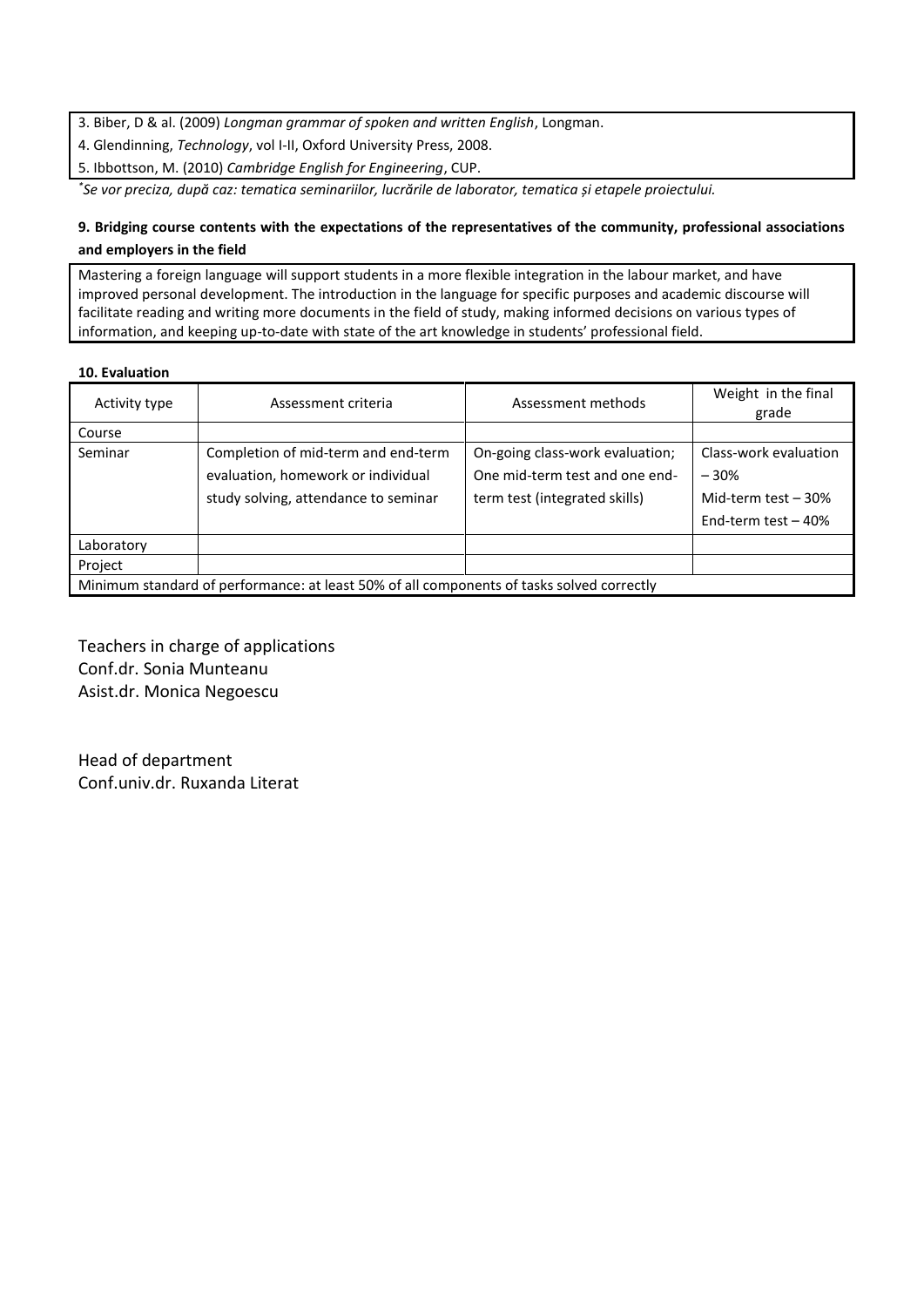3. Biber, D & al. (2009) *Longman grammar of spoken and written English*, Longman.
4. Glendinning, *Technology*, vol I-II, Oxford University Press, 2008.
5. Ibbottson, M. (2010) *Cambridge English for Engineering*, CUP.

*[*] Se vor preciza, după caz: tematica seminariilor, lucrările de laborator, tematica și etapele proiectului.*

**9. Bridging course contents with the expectations of the representatives of the community, professional associations and employers in the field**

Mastering a foreign language will support students in a more flexible integration in the labour market, and have improved personal development. The introduction in the language for specific purposes and academic discourse will facilitate reading and writing more documents in the field of study, making informed decisions on various types of information, and keeping up-to-date with state of the art knowledge in students' professional field.

**10. Evaluation**

| Activity type | Assessment criteria | Assessment methods | Weight in the final grade |
|---|---|---|---|
| Course | | | |
| Seminar | Completion of mid-term and end-term evaluation, homework or individual study solving, attendance to seminar | On-going class-work evaluation; One mid-term test and one end-term test (integrated skills) | Class-work evaluation – 30%<br>Mid-term test – 30%<br>End-term test – 40% |
| Laboratory | | | |
| Project | | | |
| Minimum standard of performance: at least 50% of all components of tasks solved correctly | | | |

Teachers in charge of applications
Conf.dr. Sonia Munteanu
Asist.dr. Monica Negoescu

Head of department
Conf.univ.dr. Ruxanda Literat